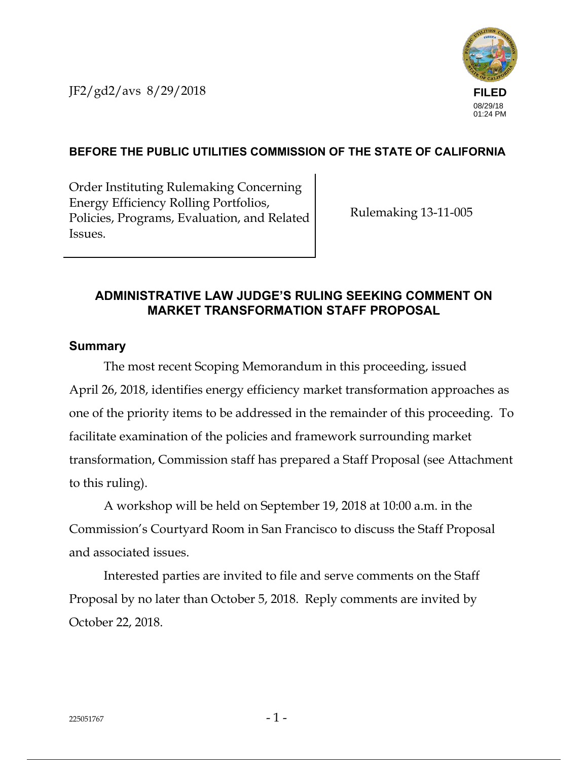JF2/gd2/avs 8/29/2018

**FILED**
08/29/18
01:24 PM

**BEFORE THE PUBLIC UTILITIES COMMISSION OF THE STATE OF CALIFORNIA**

| Order Instituting Rulemaking Concerning Energy Efficiency Rolling Portfolios, Policies, Programs, Evaluation, and Related Issues. | Rulemaking 13-11-005 |
|---|---|

## ADMINISTRATIVE LAW JUDGE'S RULING SEEKING COMMENT ON MARKET TRANSFORMATION STAFF PROPOSAL

### Summary

The most recent Scoping Memorandum in this proceeding, issued April 26, 2018, identifies energy efficiency market transformation approaches as one of the priority items to be addressed in the remainder of this proceeding. To facilitate examination of the policies and framework surrounding market transformation, Commission staff has prepared a Staff Proposal (see Attachment to this ruling).

A workshop will be held on September 19, 2018 at 10:00 a.m. in the Commission's Courtyard Room in San Francisco to discuss the Staff Proposal and associated issues.

Interested parties are invited to file and serve comments on the Staff Proposal by no later than October 5, 2018. Reply comments are invited by October 22, 2018.

225051767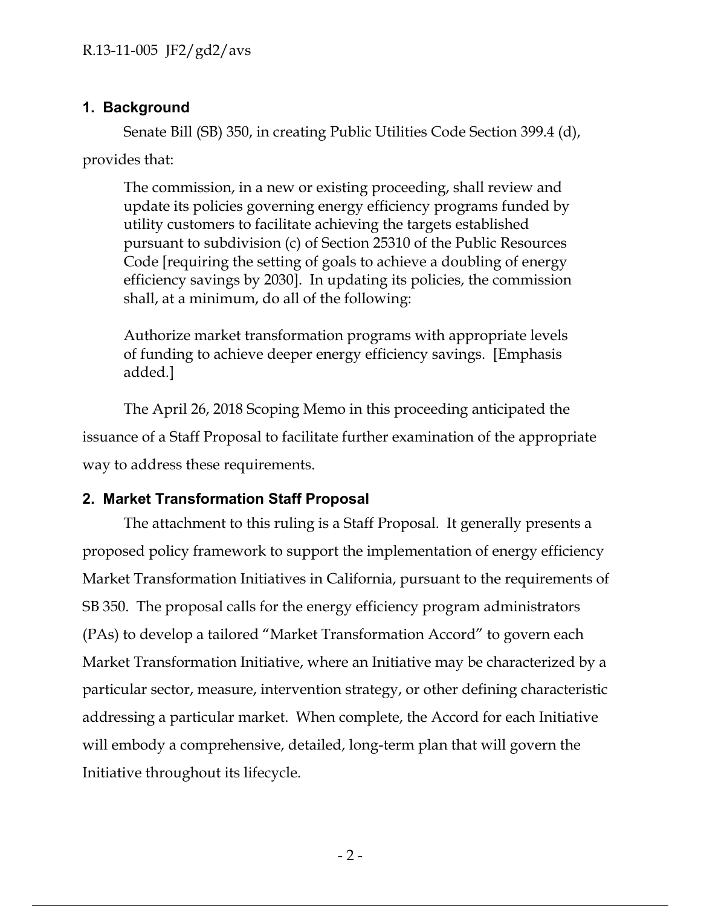## 1. Background

Senate Bill (SB) 350, in creating Public Utilities Code Section 399.4 (d), provides that:

> The commission, in a new or existing proceeding, shall review and update its policies governing energy efficiency programs funded by utility customers to facilitate achieving the targets established pursuant to subdivision (c) of Section 25310 of the Public Resources Code [requiring the setting of goals to achieve a doubling of energy efficiency savings by 2030]. In updating its policies, the commission shall, at a minimum, do all of the following:
>
> Authorize market transformation programs with appropriate levels of funding to achieve deeper energy efficiency savings. [Emphasis added.]

The April 26, 2018 Scoping Memo in this proceeding anticipated the issuance of a Staff Proposal to facilitate further examination of the appropriate way to address these requirements.

## 2. Market Transformation Staff Proposal

The attachment to this ruling is a Staff Proposal. It generally presents a proposed policy framework to support the implementation of energy efficiency Market Transformation Initiatives in California, pursuant to the requirements of SB 350. The proposal calls for the energy efficiency program administrators (PAs) to develop a tailored "Market Transformation Accord" to govern each Market Transformation Initiative, where an Initiative may be characterized by a particular sector, measure, intervention strategy, or other defining characteristic addressing a particular market. When complete, the Accord for each Initiative will embody a comprehensive, detailed, long-term plan that will govern the Initiative throughout its lifecycle.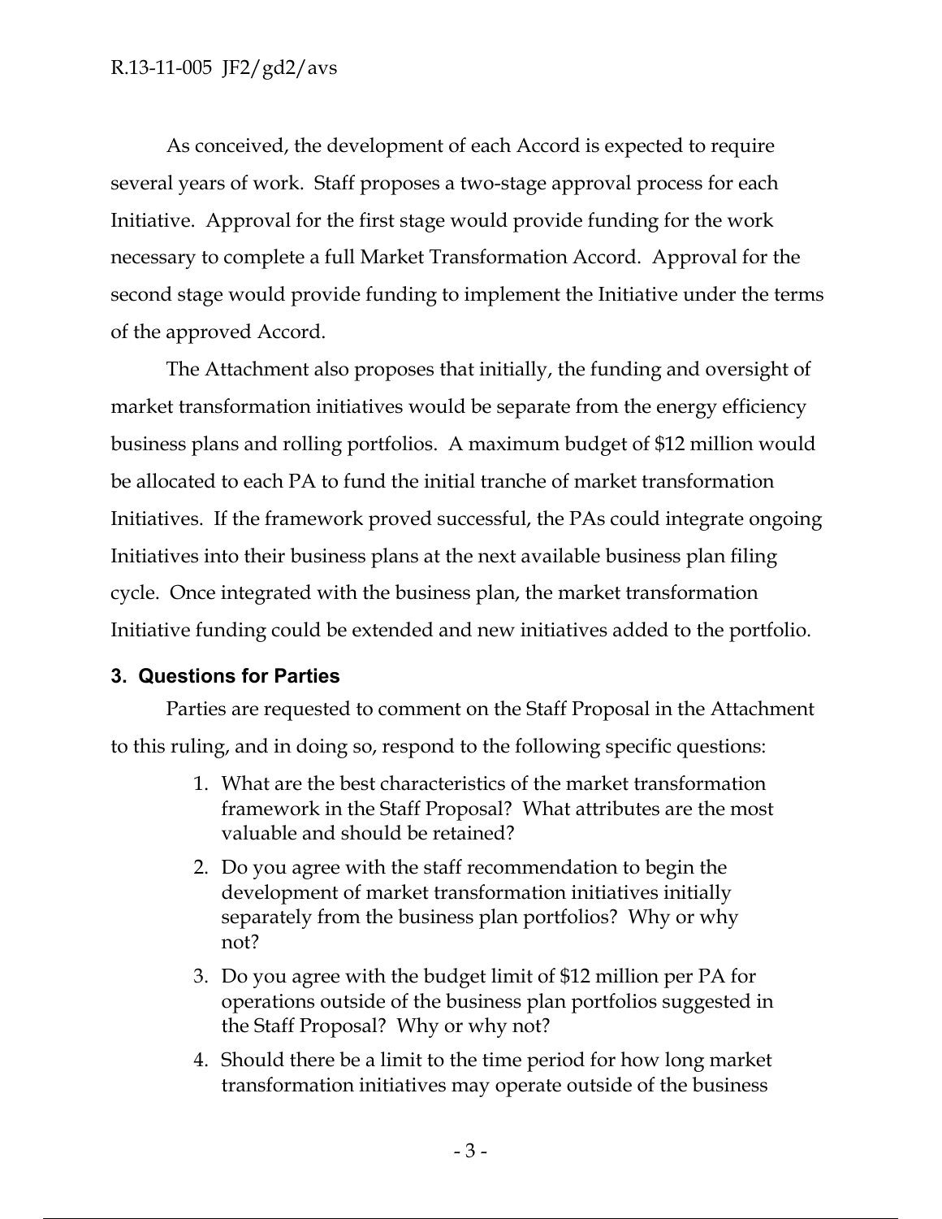As conceived, the development of each Accord is expected to require several years of work. Staff proposes a two-stage approval process for each Initiative. Approval for the first stage would provide funding for the work necessary to complete a full Market Transformation Accord. Approval for the second stage would provide funding to implement the Initiative under the terms of the approved Accord.

The Attachment also proposes that initially, the funding and oversight of market transformation initiatives would be separate from the energy efficiency business plans and rolling portfolios. A maximum budget of $12 million would be allocated to each PA to fund the initial tranche of market transformation Initiatives. If the framework proved successful, the PAs could integrate ongoing Initiatives into their business plans at the next available business plan filing cycle. Once integrated with the business plan, the market transformation Initiative funding could be extended and new initiatives added to the portfolio.

## 3. Questions for Parties

Parties are requested to comment on the Staff Proposal in the Attachment to this ruling, and in doing so, respond to the following specific questions:

1. What are the best characteristics of the market transformation framework in the Staff Proposal? What attributes are the most valuable and should be retained?
2. Do you agree with the staff recommendation to begin the development of market transformation initiatives initially separately from the business plan portfolios? Why or why not?
3. Do you agree with the budget limit of $12 million per PA for operations outside of the business plan portfolios suggested in the Staff Proposal? Why or why not?
4. Should there be a limit to the time period for how long market transformation initiatives may operate outside of the business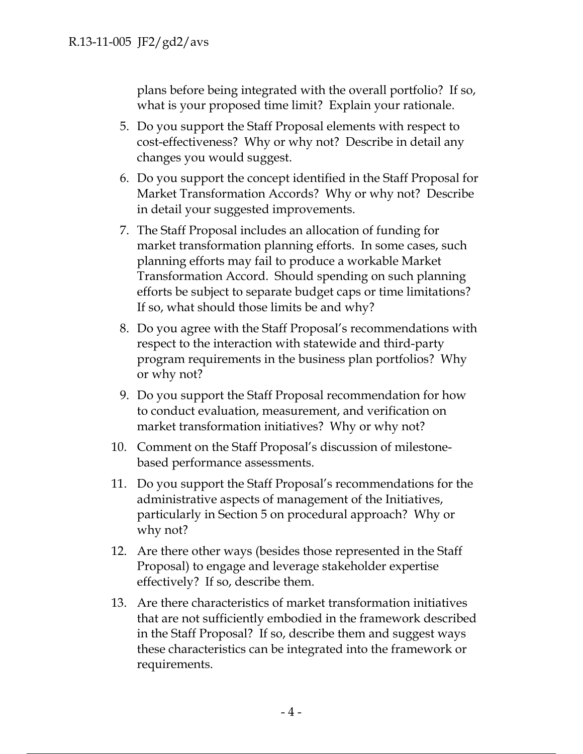plans before being integrated with the overall portfolio? If so, what is your proposed time limit? Explain your rationale.

5. Do you support the Staff Proposal elements with respect to cost-effectiveness? Why or why not? Describe in detail any changes you would suggest.
6. Do you support the concept identified in the Staff Proposal for Market Transformation Accords? Why or why not? Describe in detail your suggested improvements.
7. The Staff Proposal includes an allocation of funding for market transformation planning efforts. In some cases, such planning efforts may fail to produce a workable Market Transformation Accord. Should spending on such planning efforts be subject to separate budget caps or time limitations? If so, what should those limits be and why?
8. Do you agree with the Staff Proposal's recommendations with respect to the interaction with statewide and third-party program requirements in the business plan portfolios? Why or why not?
9. Do you support the Staff Proposal recommendation for how to conduct evaluation, measurement, and verification on market transformation initiatives? Why or why not?
10. Comment on the Staff Proposal's discussion of milestone-based performance assessments.
11. Do you support the Staff Proposal's recommendations for the administrative aspects of management of the Initiatives, particularly in Section 5 on procedural approach? Why or why not?
12. Are there other ways (besides those represented in the Staff Proposal) to engage and leverage stakeholder expertise effectively? If so, describe them.
13. Are there characteristics of market transformation initiatives that are not sufficiently embodied in the framework described in the Staff Proposal? If so, describe them and suggest ways these characteristics can be integrated into the framework or requirements.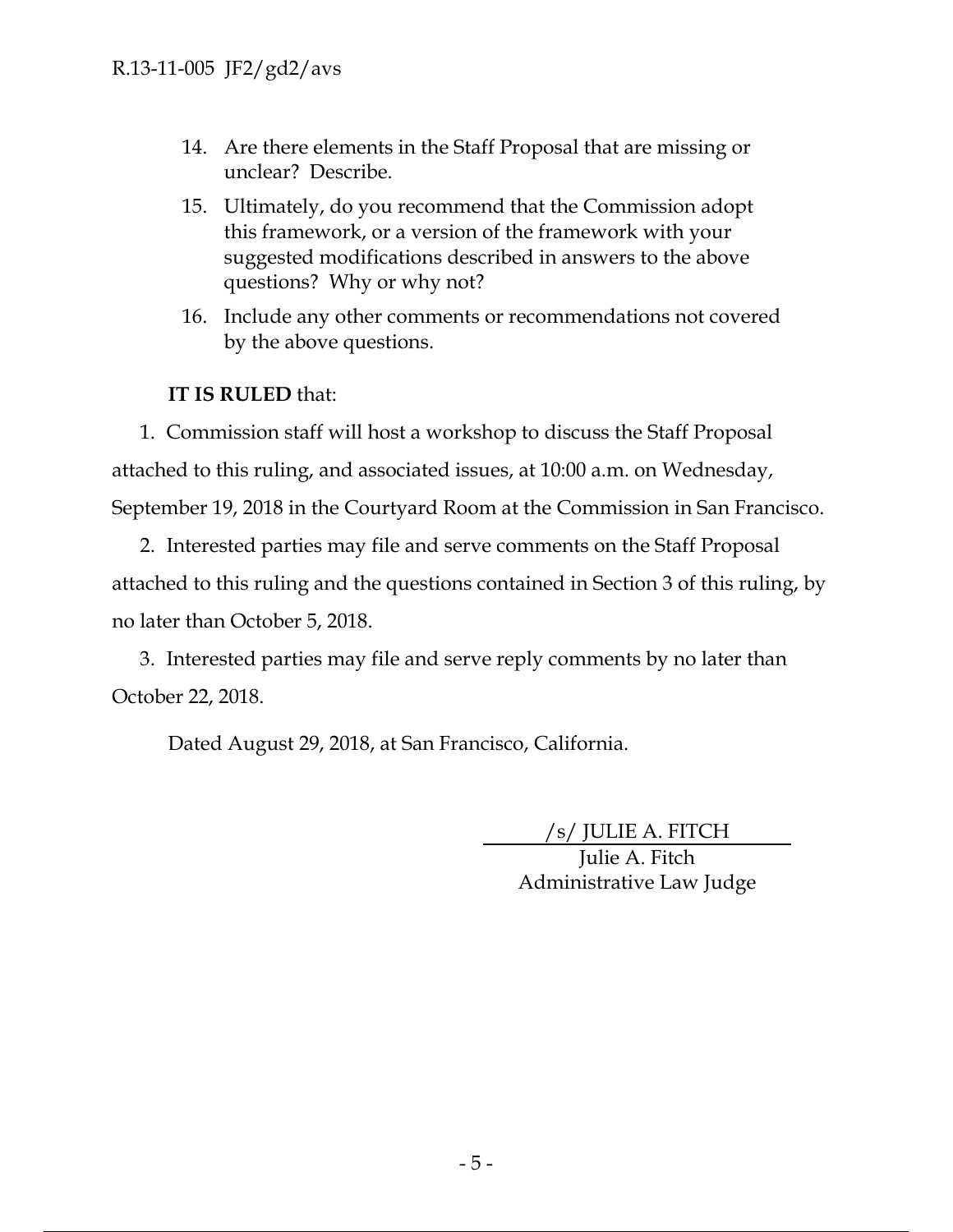14. Are there elements in the Staff Proposal that are missing or unclear? Describe.
15. Ultimately, do you recommend that the Commission adopt this framework, or a version of the framework with your suggested modifications described in answers to the above questions? Why or why not?
16. Include any other comments or recommendations not covered by the above questions.

**IT IS RULED** that:

1. Commission staff will host a workshop to discuss the Staff Proposal attached to this ruling, and associated issues, at 10:00 a.m. on Wednesday, September 19, 2018 in the Courtyard Room at the Commission in San Francisco.

2. Interested parties may file and serve comments on the Staff Proposal attached to this ruling and the questions contained in Section 3 of this ruling, by no later than October 5, 2018.

3. Interested parties may file and serve reply comments by no later than October 22, 2018.

Dated August 29, 2018, at San Francisco, California.

/s/ JULIE A. FITCH

Julie A. Fitch
Administrative Law Judge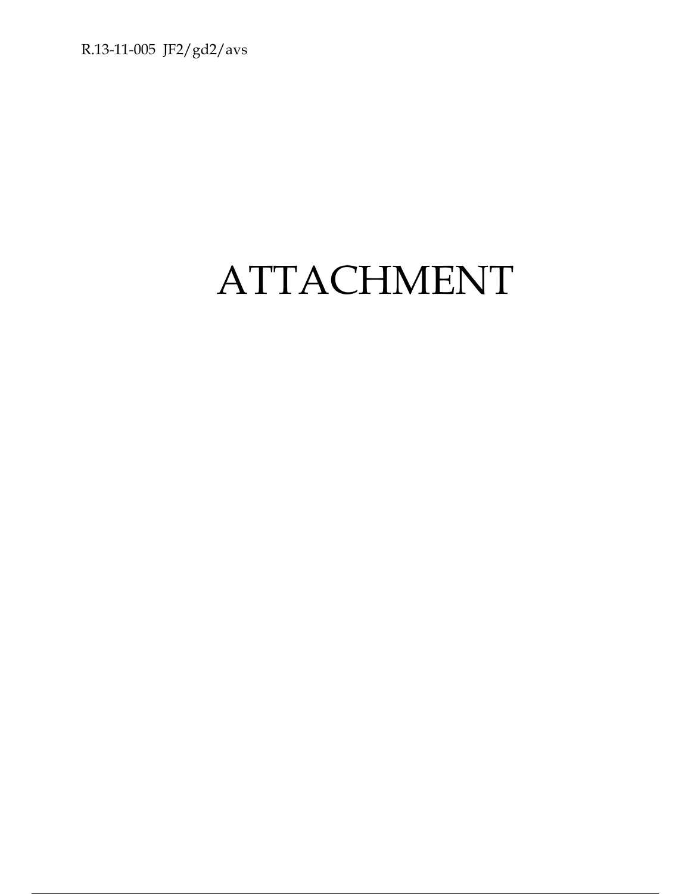# ATTACHMENT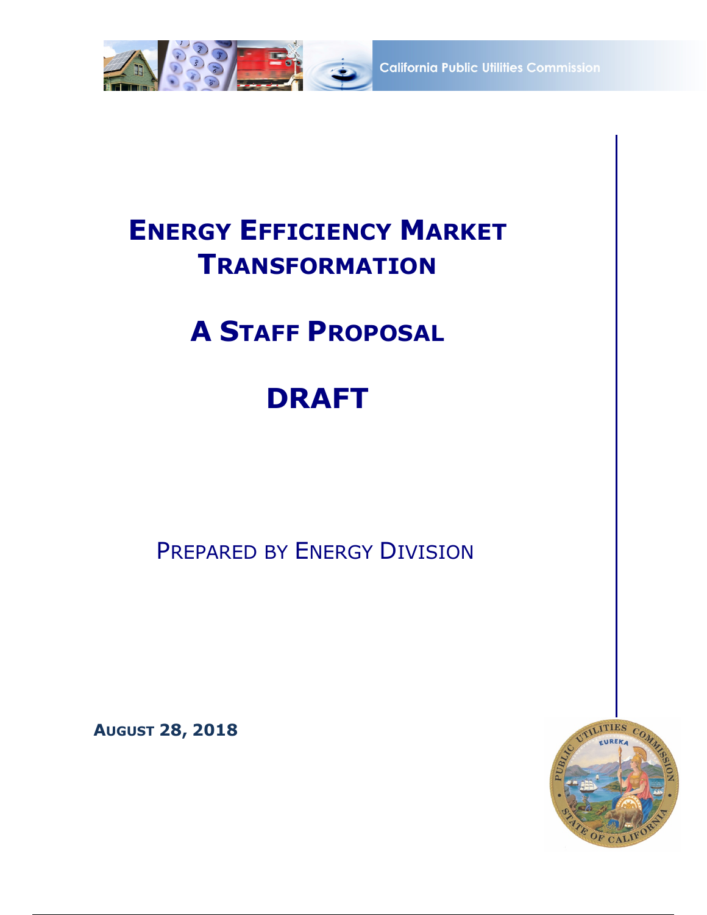# Energy Efficiency Market Transformation

# A Staff Proposal

# DRAFT

Prepared by Energy Division

**August 28, 2018**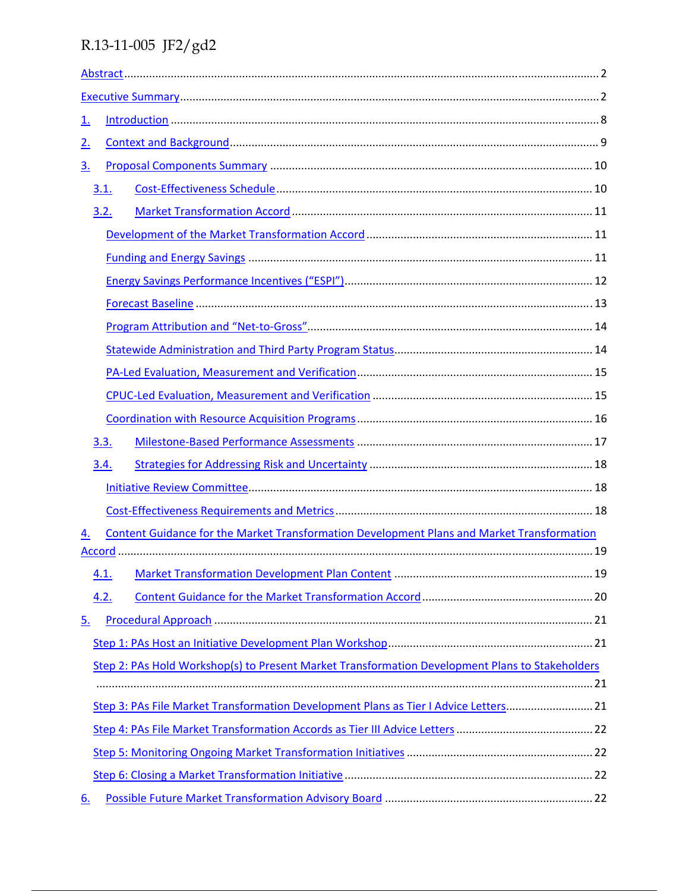Abstract ..... 2

Executive Summary ..... 2

1. Introduction ..... 8

2. Context and Background ..... 9

3. Proposal Components Summary ..... 10

   3.1. Cost-Effectiveness Schedule ..... 10

   3.2. Market Transformation Accord ..... 11

      Development of the Market Transformation Accord ..... 11

      Funding and Energy Savings ..... 11

      Energy Savings Performance Incentives ("ESPI") ..... 12

      Forecast Baseline ..... 13

      Program Attribution and "Net-to-Gross" ..... 14

      Statewide Administration and Third Party Program Status ..... 14

      PA-Led Evaluation, Measurement and Verification ..... 15

      CPUC-Led Evaluation, Measurement and Verification ..... 15

      Coordination with Resource Acquisition Programs ..... 16

   3.3. Milestone-Based Performance Assessments ..... 17

   3.4. Strategies for Addressing Risk and Uncertainty ..... 18

      Initiative Review Committee ..... 18

      Cost-Effectiveness Requirements and Metrics ..... 18

4. Content Guidance for the Market Transformation Development Plans and Market Transformation Accord ..... 19

   4.1. Market Transformation Development Plan Content ..... 19

   4.2. Content Guidance for the Market Transformation Accord ..... 20

5. Procedural Approach ..... 21

   Step 1: PAs Host an Initiative Development Plan Workshop ..... 21

   Step 2: PAs Hold Workshop(s) to Present Market Transformation Development Plans to Stakeholders ..... 21

   Step 3: PAs File Market Transformation Development Plans as Tier I Advice Letters ..... 21

   Step 4: PAs File Market Transformation Accords as Tier III Advice Letters ..... 22

   Step 5: Monitoring Ongoing Market Transformation Initiatives ..... 22

   Step 6: Closing a Market Transformation Initiative ..... 22

6. Possible Future Market Transformation Advisory Board ..... 22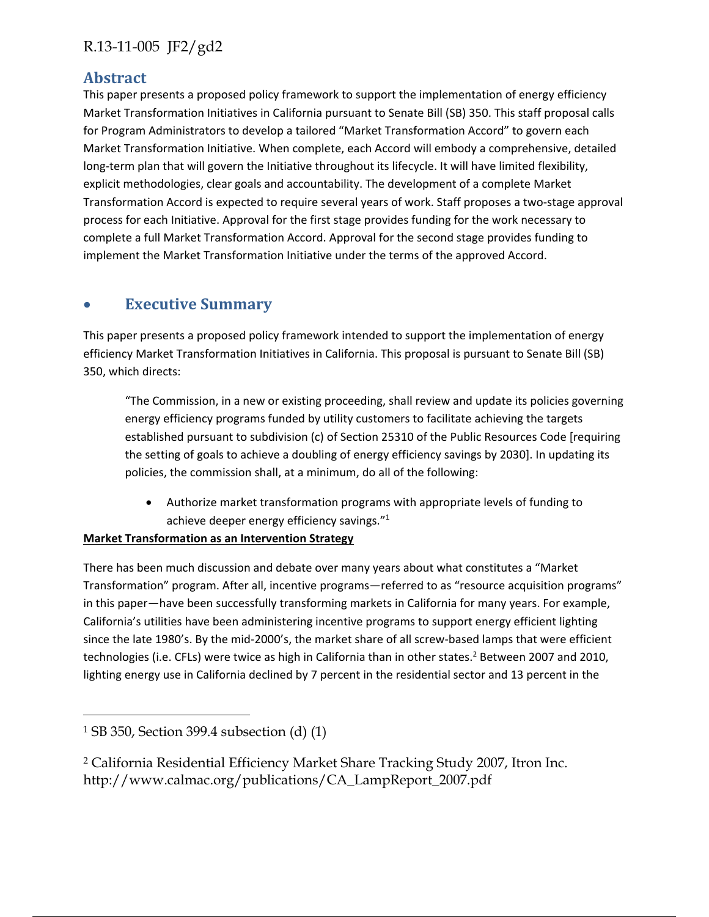## Abstract

This paper presents a proposed policy framework to support the implementation of energy efficiency Market Transformation Initiatives in California pursuant to Senate Bill (SB) 350. This staff proposal calls for Program Administrators to develop a tailored "Market Transformation Accord" to govern each Market Transformation Initiative. When complete, each Accord will embody a comprehensive, detailed long-term plan that will govern the Initiative throughout its lifecycle. It will have limited flexibility, explicit methodologies, clear goals and accountability. The development of a complete Market Transformation Accord is expected to require several years of work. Staff proposes a two-stage approval process for each Initiative. Approval for the first stage provides funding for the work necessary to complete a full Market Transformation Accord. Approval for the second stage provides funding to implement the Market Transformation Initiative under the terms of the approved Accord.

## Executive Summary

This paper presents a proposed policy framework intended to support the implementation of energy efficiency Market Transformation Initiatives in California. This proposal is pursuant to Senate Bill (SB) 350, which directs:

> "The Commission, in a new or existing proceeding, shall review and update its policies governing energy efficiency programs funded by utility customers to facilitate achieving the targets established pursuant to subdivision (c) of Section 25310 of the Public Resources Code [requiring the setting of goals to achieve a doubling of energy efficiency savings by 2030]. In updating its policies, the commission shall, at a minimum, do all of the following:
>
> - Authorize market transformation programs with appropriate levels of funding to achieve deeper energy efficiency savings."[1]

**Market Transformation as an Intervention Strategy**

There has been much discussion and debate over many years about what constitutes a "Market Transformation" program. After all, incentive programs—referred to as "resource acquisition programs" in this paper—have been successfully transforming markets in California for many years. For example, California's utilities have been administering incentive programs to support energy efficient lighting since the late 1980's. By the mid-2000's, the market share of all screw-based lamps that were efficient technologies (i.e. CFLs) were twice as high in California than in other states.[2] Between 2007 and 2010, lighting energy use in California declined by 7 percent in the residential sector and 13 percent in the

---

[1] SB 350, Section 399.4 subsection (d) (1)

[2] California Residential Efficiency Market Share Tracking Study 2007, Itron Inc. http://www.calmac.org/publications/CA_LampReport_2007.pdf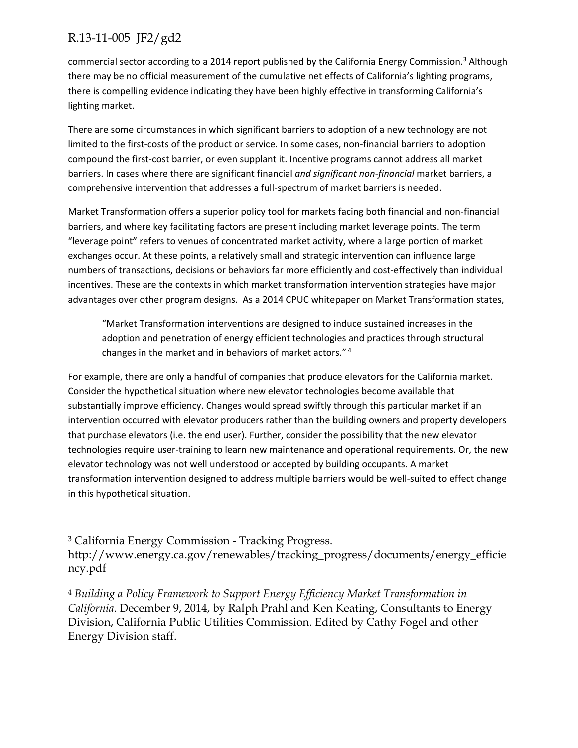commercial sector according to a 2014 report published by the California Energy Commission.[3] Although there may be no official measurement of the cumulative net effects of California's lighting programs, there is compelling evidence indicating they have been highly effective in transforming California's lighting market.

There are some circumstances in which significant barriers to adoption of a new technology are not limited to the first-costs of the product or service. In some cases, non-financial barriers to adoption compound the first-cost barrier, or even supplant it. Incentive programs cannot address all market barriers. In cases where there are significant financial *and significant non-financial* market barriers, a comprehensive intervention that addresses a full-spectrum of market barriers is needed.

Market Transformation offers a superior policy tool for markets facing both financial and non-financial barriers, and where key facilitating factors are present including market leverage points. The term "leverage point" refers to venues of concentrated market activity, where a large portion of market exchanges occur. At these points, a relatively small and strategic intervention can influence large numbers of transactions, decisions or behaviors far more efficiently and cost-effectively than individual incentives. These are the contexts in which market transformation intervention strategies have major advantages over other program designs. As a 2014 CPUC whitepaper on Market Transformation states,

> "Market Transformation interventions are designed to induce sustained increases in the adoption and penetration of energy efficient technologies and practices through structural changes in the market and in behaviors of market actors." [4]

For example, there are only a handful of companies that produce elevators for the California market. Consider the hypothetical situation where new elevator technologies become available that substantially improve efficiency. Changes would spread swiftly through this particular market if an intervention occurred with elevator producers rather than the building owners and property developers that purchase elevators (i.e. the end user). Further, consider the possibility that the new elevator technologies require user-training to learn new maintenance and operational requirements. Or, the new elevator technology was not well understood or accepted by building occupants. A market transformation intervention designed to address multiple barriers would be well-suited to effect change in this hypothetical situation.

---

[3] California Energy Commission - Tracking Progress. http://www.energy.ca.gov/renewables/tracking_progress/documents/energy_efficiency.pdf

[4] *Building a Policy Framework to Support Energy Efficiency Market Transformation in California*. December 9, 2014, by Ralph Prahl and Ken Keating, Consultants to Energy Division, California Public Utilities Commission. Edited by Cathy Fogel and other Energy Division staff.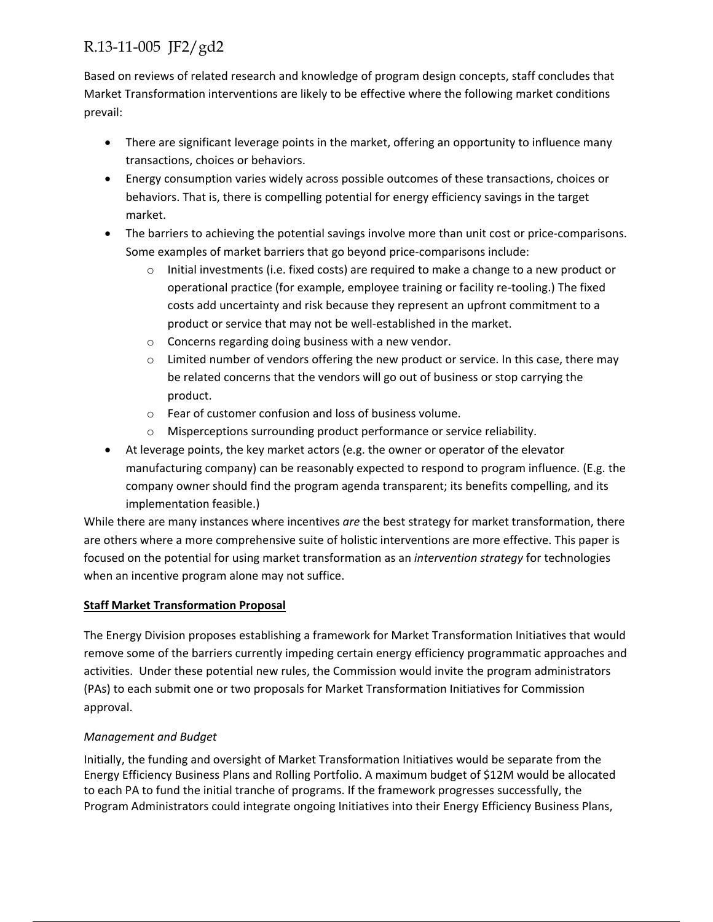Based on reviews of related research and knowledge of program design concepts, staff concludes that Market Transformation interventions are likely to be effective where the following market conditions prevail:

- There are significant leverage points in the market, offering an opportunity to influence many transactions, choices or behaviors.
- Energy consumption varies widely across possible outcomes of these transactions, choices or behaviors. That is, there is compelling potential for energy efficiency savings in the target market.
- The barriers to achieving the potential savings involve more than unit cost or price-comparisons. Some examples of market barriers that go beyond price-comparisons include:
    - Initial investments (i.e. fixed costs) are required to make a change to a new product or operational practice (for example, employee training or facility re-tooling.) The fixed costs add uncertainty and risk because they represent an upfront commitment to a product or service that may not be well-established in the market.
    - Concerns regarding doing business with a new vendor.
    - Limited number of vendors offering the new product or service. In this case, there may be related concerns that the vendors will go out of business or stop carrying the product.
    - Fear of customer confusion and loss of business volume.
    - Misperceptions surrounding product performance or service reliability.
- At leverage points, the key market actors (e.g. the owner or operator of the elevator manufacturing company) can be reasonably expected to respond to program influence. (E.g. the company owner should find the program agenda transparent; its benefits compelling, and its implementation feasible.)

While there are many instances where incentives *are* the best strategy for market transformation, there are others where a more comprehensive suite of holistic interventions are more effective. This paper is focused on the potential for using market transformation as an *intervention strategy* for technologies when an incentive program alone may not suffice.

**Staff Market Transformation Proposal**

The Energy Division proposes establishing a framework for Market Transformation Initiatives that would remove some of the barriers currently impeding certain energy efficiency programmatic approaches and activities. Under these potential new rules, the Commission would invite the program administrators (PAs) to each submit one or two proposals for Market Transformation Initiatives for Commission approval.

*Management and Budget*

Initially, the funding and oversight of Market Transformation Initiatives would be separate from the Energy Efficiency Business Plans and Rolling Portfolio. A maximum budget of $12M would be allocated to each PA to fund the initial tranche of programs. If the framework progresses successfully, the Program Administrators could integrate ongoing Initiatives into their Energy Efficiency Business Plans,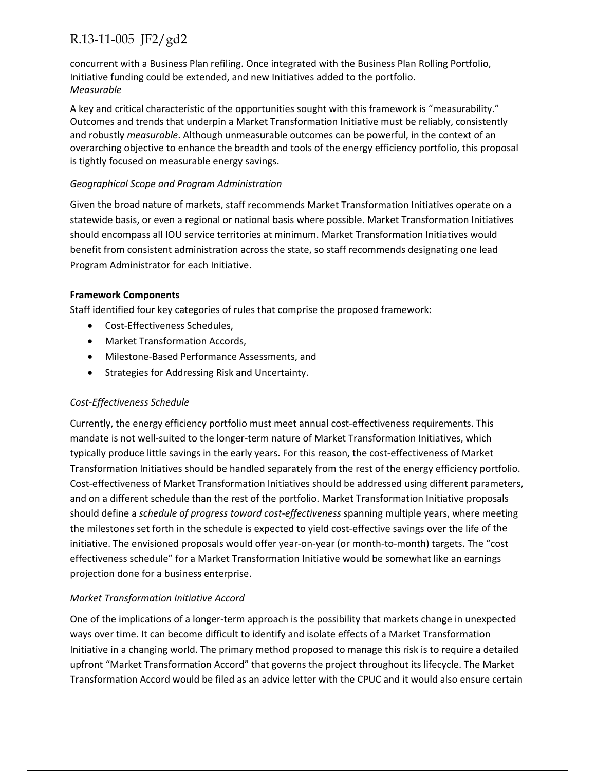concurrent with a Business Plan refiling. Once integrated with the Business Plan Rolling Portfolio, Initiative funding could be extended, and new Initiatives added to the portfolio.

*Measurable*

A key and critical characteristic of the opportunities sought with this framework is "measurability." Outcomes and trends that underpin a Market Transformation Initiative must be reliably, consistently and robustly *measurable*. Although unmeasurable outcomes can be powerful, in the context of an overarching objective to enhance the breadth and tools of the energy efficiency portfolio, this proposal is tightly focused on measurable energy savings.

*Geographical Scope and Program Administration*

Given the broad nature of markets, staff recommends Market Transformation Initiatives operate on a statewide basis, or even a regional or national basis where possible. Market Transformation Initiatives should encompass all IOU service territories at minimum. Market Transformation Initiatives would benefit from consistent administration across the state, so staff recommends designating one lead Program Administrator for each Initiative.

**Framework Components**

Staff identified four key categories of rules that comprise the proposed framework:

- Cost-Effectiveness Schedules,
- Market Transformation Accords,
- Milestone-Based Performance Assessments, and
- Strategies for Addressing Risk and Uncertainty.

*Cost-Effectiveness Schedule*

Currently, the energy efficiency portfolio must meet annual cost-effectiveness requirements. This mandate is not well-suited to the longer-term nature of Market Transformation Initiatives, which typically produce little savings in the early years. For this reason, the cost-effectiveness of Market Transformation Initiatives should be handled separately from the rest of the energy efficiency portfolio. Cost-effectiveness of Market Transformation Initiatives should be addressed using different parameters, and on a different schedule than the rest of the portfolio. Market Transformation Initiative proposals should define a *schedule of progress toward cost-effectiveness* spanning multiple years, where meeting the milestones set forth in the schedule is expected to yield cost-effective savings over the life of the initiative. The envisioned proposals would offer year-on-year (or month-to-month) targets. The "cost effectiveness schedule" for a Market Transformation Initiative would be somewhat like an earnings projection done for a business enterprise.

*Market Transformation Initiative Accord*

One of the implications of a longer-term approach is the possibility that markets change in unexpected ways over time. It can become difficult to identify and isolate effects of a Market Transformation Initiative in a changing world. The primary method proposed to manage this risk is to require a detailed upfront "Market Transformation Accord" that governs the project throughout its lifecycle. The Market Transformation Accord would be filed as an advice letter with the CPUC and it would also ensure certain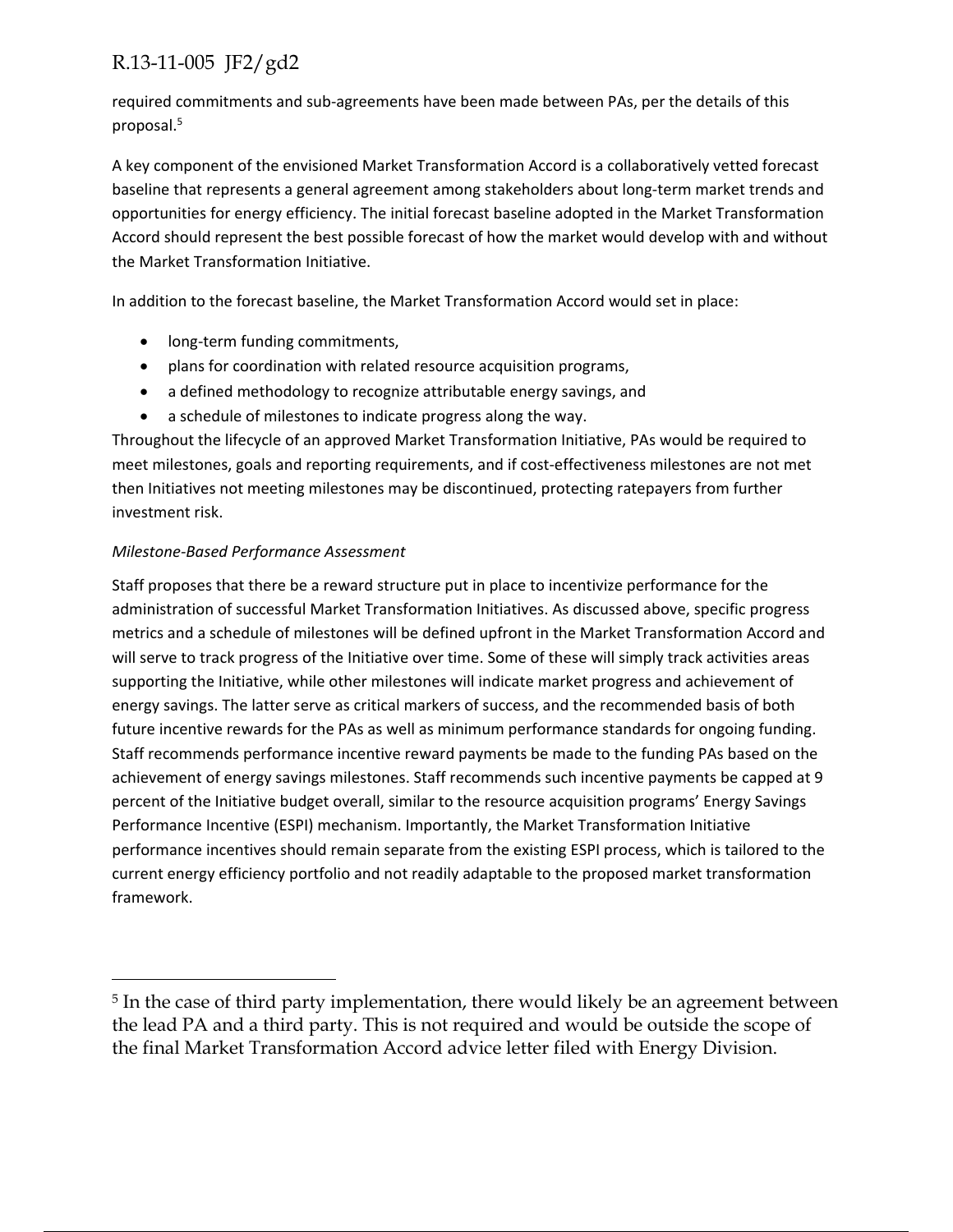required commitments and sub-agreements have been made between PAs, per the details of this proposal.[5]

A key component of the envisioned Market Transformation Accord is a collaboratively vetted forecast baseline that represents a general agreement among stakeholders about long-term market trends and opportunities for energy efficiency. The initial forecast baseline adopted in the Market Transformation Accord should represent the best possible forecast of how the market would develop with and without the Market Transformation Initiative.

In addition to the forecast baseline, the Market Transformation Accord would set in place:

- long-term funding commitments,
- plans for coordination with related resource acquisition programs,
- a defined methodology to recognize attributable energy savings, and
- a schedule of milestones to indicate progress along the way.

Throughout the lifecycle of an approved Market Transformation Initiative, PAs would be required to meet milestones, goals and reporting requirements, and if cost-effectiveness milestones are not met then Initiatives not meeting milestones may be discontinued, protecting ratepayers from further investment risk.

*Milestone-Based Performance Assessment*

Staff proposes that there be a reward structure put in place to incentivize performance for the administration of successful Market Transformation Initiatives. As discussed above, specific progress metrics and a schedule of milestones will be defined upfront in the Market Transformation Accord and will serve to track progress of the Initiative over time. Some of these will simply track activities areas supporting the Initiative, while other milestones will indicate market progress and achievement of energy savings. The latter serve as critical markers of success, and the recommended basis of both future incentive rewards for the PAs as well as minimum performance standards for ongoing funding. Staff recommends performance incentive reward payments be made to the funding PAs based on the achievement of energy savings milestones. Staff recommends such incentive payments be capped at 9 percent of the Initiative budget overall, similar to the resource acquisition programs' Energy Savings Performance Incentive (ESPI) mechanism. Importantly, the Market Transformation Initiative performance incentives should remain separate from the existing ESPI process, which is tailored to the current energy efficiency portfolio and not readily adaptable to the proposed market transformation framework.

---

[5] In the case of third party implementation, there would likely be an agreement between the lead PA and a third party. This is not required and would be outside the scope of the final Market Transformation Accord advice letter filed with Energy Division.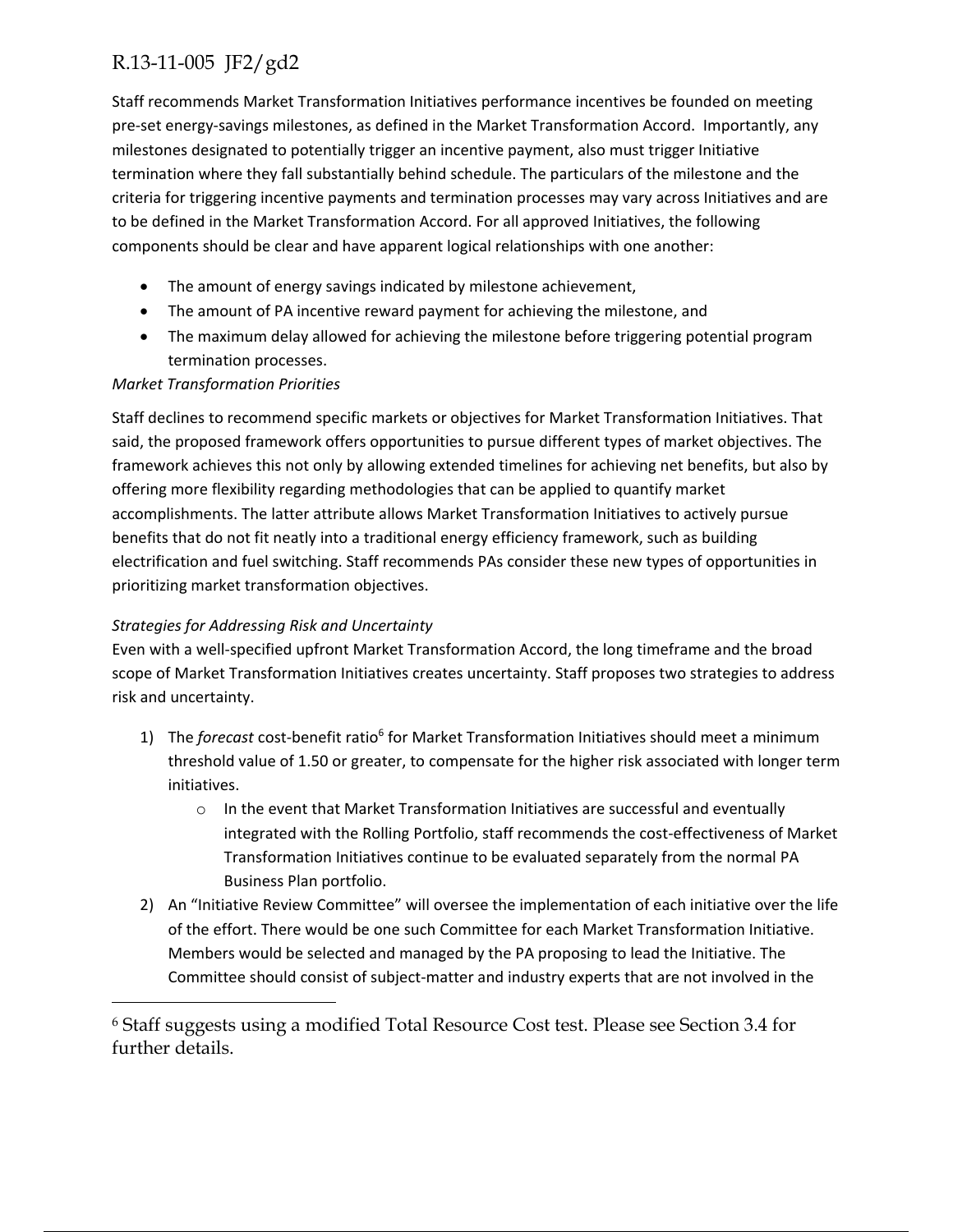Staff recommends Market Transformation Initiatives performance incentives be founded on meeting pre-set energy-savings milestones, as defined in the Market Transformation Accord. Importantly, any milestones designated to potentially trigger an incentive payment, also must trigger Initiative termination where they fall substantially behind schedule. The particulars of the milestone and the criteria for triggering incentive payments and termination processes may vary across Initiatives and are to be defined in the Market Transformation Accord. For all approved Initiatives, the following components should be clear and have apparent logical relationships with one another:

- The amount of energy savings indicated by milestone achievement,
- The amount of PA incentive reward payment for achieving the milestone, and
- The maximum delay allowed for achieving the milestone before triggering potential program termination processes.

*Market Transformation Priorities*

Staff declines to recommend specific markets or objectives for Market Transformation Initiatives. That said, the proposed framework offers opportunities to pursue different types of market objectives. The framework achieves this not only by allowing extended timelines for achieving net benefits, but also by offering more flexibility regarding methodologies that can be applied to quantify market accomplishments. The latter attribute allows Market Transformation Initiatives to actively pursue benefits that do not fit neatly into a traditional energy efficiency framework, such as building electrification and fuel switching. Staff recommends PAs consider these new types of opportunities in prioritizing market transformation objectives.

*Strategies for Addressing Risk and Uncertainty*

Even with a well-specified upfront Market Transformation Accord, the long timeframe and the broad scope of Market Transformation Initiatives creates uncertainty. Staff proposes two strategies to address risk and uncertainty.

1) The *forecast* cost-benefit ratio[6] for Market Transformation Initiatives should meet a minimum threshold value of 1.50 or greater, to compensate for the higher risk associated with longer term initiatives.
    - In the event that Market Transformation Initiatives are successful and eventually integrated with the Rolling Portfolio, staff recommends the cost-effectiveness of Market Transformation Initiatives continue to be evaluated separately from the normal PA Business Plan portfolio.
2) An "Initiative Review Committee" will oversee the implementation of each initiative over the life of the effort. There would be one such Committee for each Market Transformation Initiative. Members would be selected and managed by the PA proposing to lead the Initiative. The Committee should consist of subject-matter and industry experts that are not involved in the

[6] Staff suggests using a modified Total Resource Cost test. Please see Section 3.4 for further details.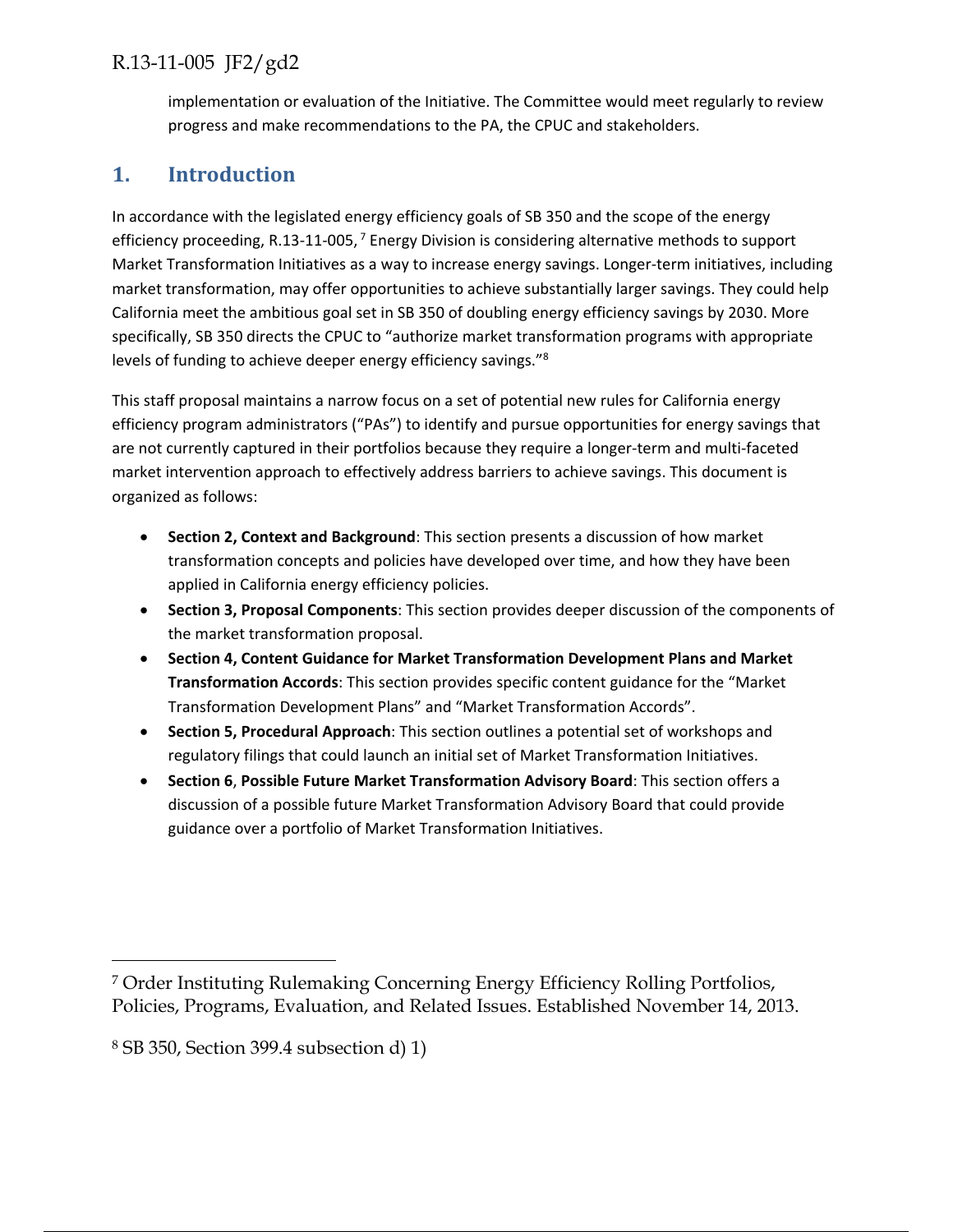implementation or evaluation of the Initiative. The Committee would meet regularly to review progress and make recommendations to the PA, the CPUC and stakeholders.

## 1. Introduction

In accordance with the legislated energy efficiency goals of SB 350 and the scope of the energy efficiency proceeding, R.13-11-005,[7] Energy Division is considering alternative methods to support Market Transformation Initiatives as a way to increase energy savings. Longer-term initiatives, including market transformation, may offer opportunities to achieve substantially larger savings. They could help California meet the ambitious goal set in SB 350 of doubling energy efficiency savings by 2030. More specifically, SB 350 directs the CPUC to "authorize market transformation programs with appropriate levels of funding to achieve deeper energy efficiency savings."[8]

This staff proposal maintains a narrow focus on a set of potential new rules for California energy efficiency program administrators ("PAs") to identify and pursue opportunities for energy savings that are not currently captured in their portfolios because they require a longer-term and multi-faceted market intervention approach to effectively address barriers to achieve savings. This document is organized as follows:

- **Section 2, Context and Background**: This section presents a discussion of how market transformation concepts and policies have developed over time, and how they have been applied in California energy efficiency policies.
- **Section 3, Proposal Components**: This section provides deeper discussion of the components of the market transformation proposal.
- **Section 4, Content Guidance for Market Transformation Development Plans and Market Transformation Accords**: This section provides specific content guidance for the "Market Transformation Development Plans" and "Market Transformation Accords".
- **Section 5, Procedural Approach**: This section outlines a potential set of workshops and regulatory filings that could launch an initial set of Market Transformation Initiatives.
- **Section 6**, **Possible Future Market Transformation Advisory Board**: This section offers a discussion of a possible future Market Transformation Advisory Board that could provide guidance over a portfolio of Market Transformation Initiatives.

---

[7] Order Instituting Rulemaking Concerning Energy Efficiency Rolling Portfolios, Policies, Programs, Evaluation, and Related Issues. Established November 14, 2013.

[8] SB 350, Section 399.4 subsection d) 1)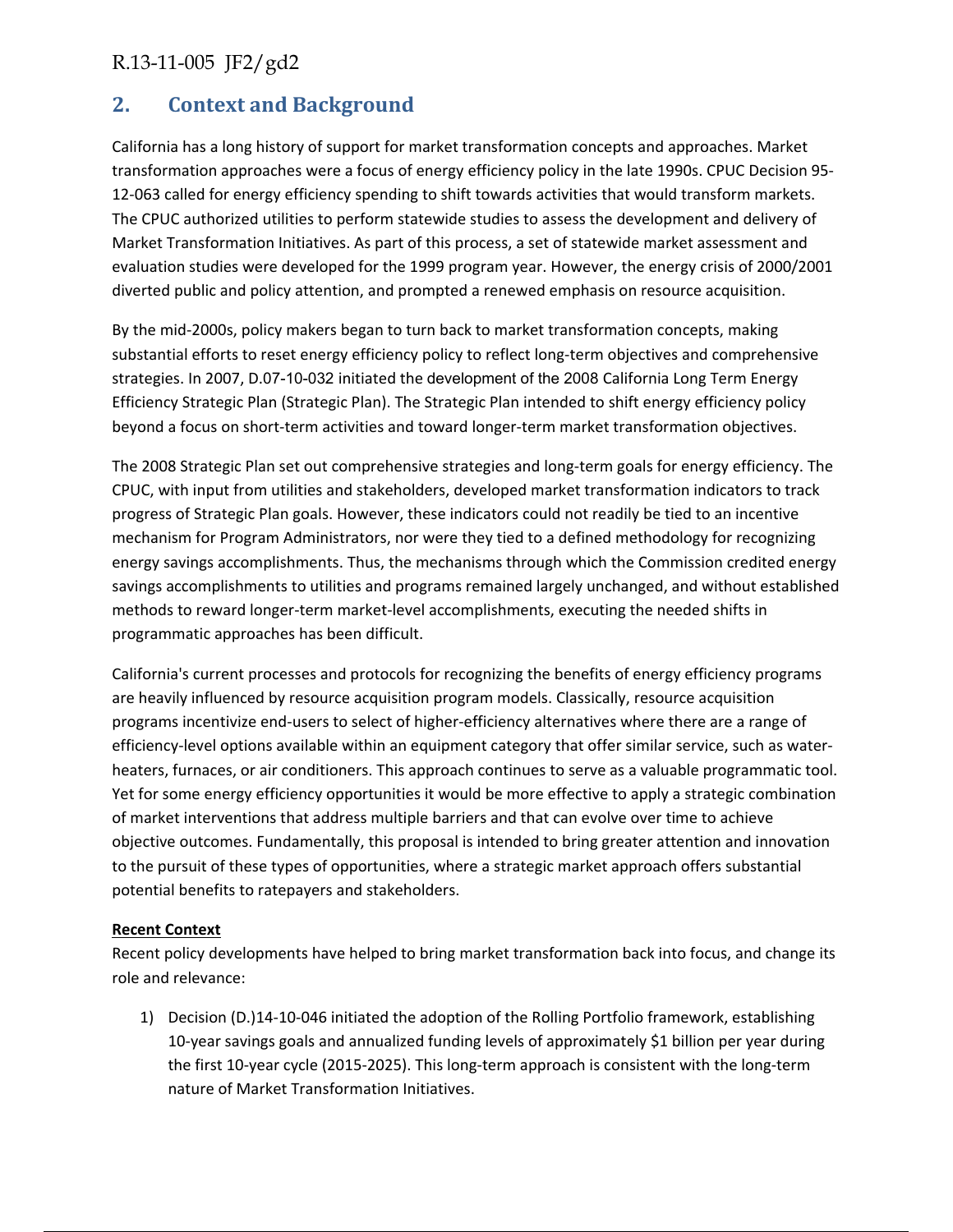## 2. Context and Background

California has a long history of support for market transformation concepts and approaches. Market transformation approaches were a focus of energy efficiency policy in the late 1990s. CPUC Decision 95-12-063 called for energy efficiency spending to shift towards activities that would transform markets. The CPUC authorized utilities to perform statewide studies to assess the development and delivery of Market Transformation Initiatives. As part of this process, a set of statewide market assessment and evaluation studies were developed for the 1999 program year. However, the energy crisis of 2000/2001 diverted public and policy attention, and prompted a renewed emphasis on resource acquisition.

By the mid-2000s, policy makers began to turn back to market transformation concepts, making substantial efforts to reset energy efficiency policy to reflect long-term objectives and comprehensive strategies. In 2007, D.07-10-032 initiated the development of the 2008 California Long Term Energy Efficiency Strategic Plan (Strategic Plan). The Strategic Plan intended to shift energy efficiency policy beyond a focus on short-term activities and toward longer-term market transformation objectives.

The 2008 Strategic Plan set out comprehensive strategies and long-term goals for energy efficiency. The CPUC, with input from utilities and stakeholders, developed market transformation indicators to track progress of Strategic Plan goals. However, these indicators could not readily be tied to an incentive mechanism for Program Administrators, nor were they tied to a defined methodology for recognizing energy savings accomplishments. Thus, the mechanisms through which the Commission credited energy savings accomplishments to utilities and programs remained largely unchanged, and without established methods to reward longer-term market-level accomplishments, executing the needed shifts in programmatic approaches has been difficult.

California's current processes and protocols for recognizing the benefits of energy efficiency programs are heavily influenced by resource acquisition program models. Classically, resource acquisition programs incentivize end-users to select of higher-efficiency alternatives where there are a range of efficiency-level options available within an equipment category that offer similar service, such as water-heaters, furnaces, or air conditioners. This approach continues to serve as a valuable programmatic tool. Yet for some energy efficiency opportunities it would be more effective to apply a strategic combination of market interventions that address multiple barriers and that can evolve over time to achieve objective outcomes. Fundamentally, this proposal is intended to bring greater attention and innovation to the pursuit of these types of opportunities, where a strategic market approach offers substantial potential benefits to ratepayers and stakeholders.

**Recent Context**

Recent policy developments have helped to bring market transformation back into focus, and change its role and relevance:

1) Decision (D.)14-10-046 initiated the adoption of the Rolling Portfolio framework, establishing 10-year savings goals and annualized funding levels of approximately $1 billion per year during the first 10-year cycle (2015-2025). This long-term approach is consistent with the long-term nature of Market Transformation Initiatives.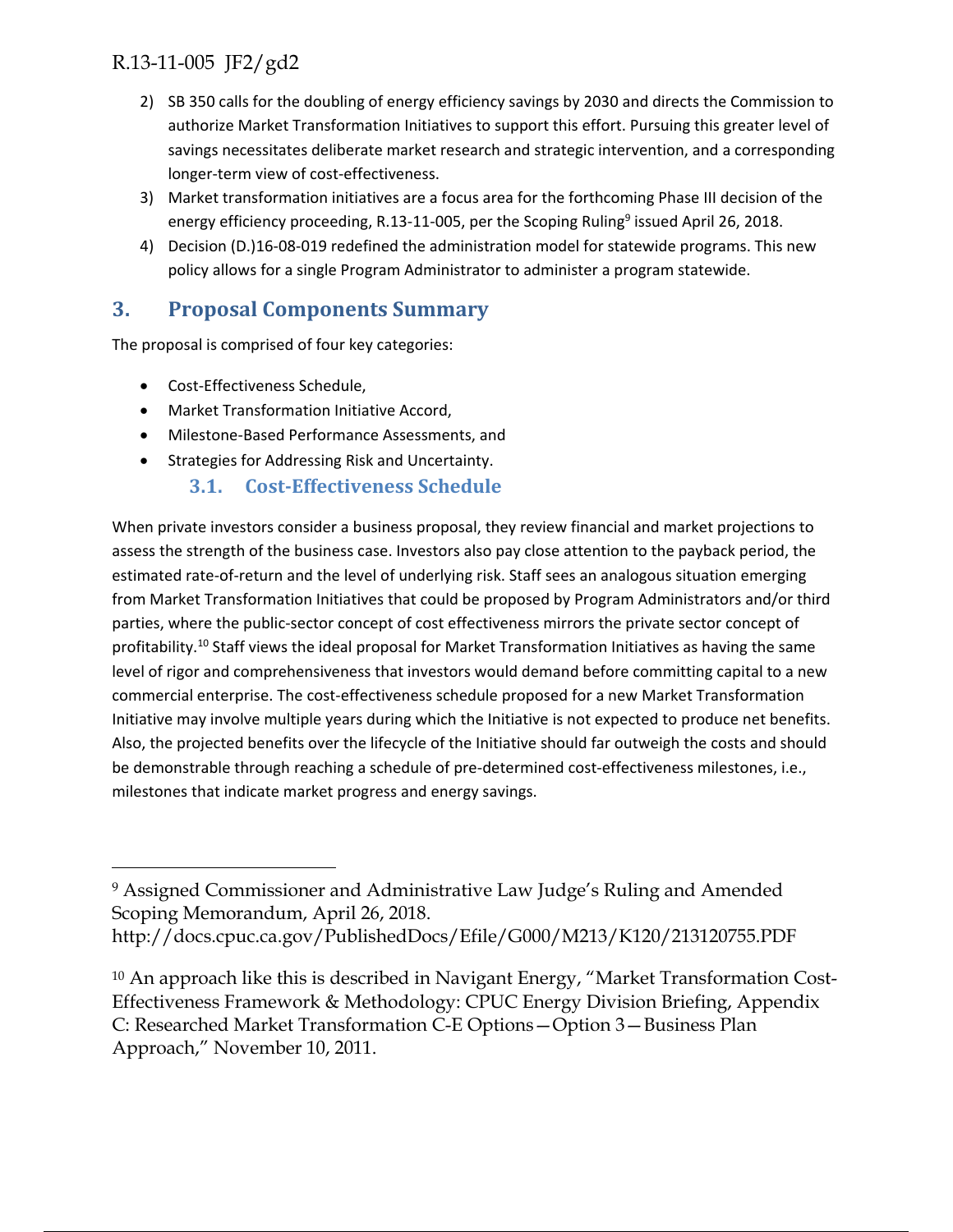2) SB 350 calls for the doubling of energy efficiency savings by 2030 and directs the Commission to authorize Market Transformation Initiatives to support this effort. Pursuing this greater level of savings necessitates deliberate market research and strategic intervention, and a corresponding longer-term view of cost-effectiveness.
3) Market transformation initiatives are a focus area for the forthcoming Phase III decision of the energy efficiency proceeding, R.13-11-005, per the Scoping Ruling[9] issued April 26, 2018.
4) Decision (D.)16-08-019 redefined the administration model for statewide programs. This new policy allows for a single Program Administrator to administer a program statewide.

## 3. Proposal Components Summary

The proposal is comprised of four key categories:

- Cost-Effectiveness Schedule,
- Market Transformation Initiative Accord,
- Milestone-Based Performance Assessments, and
- Strategies for Addressing Risk and Uncertainty.

### 3.1. Cost-Effectiveness Schedule

When private investors consider a business proposal, they review financial and market projections to assess the strength of the business case. Investors also pay close attention to the payback period, the estimated rate-of-return and the level of underlying risk. Staff sees an analogous situation emerging from Market Transformation Initiatives that could be proposed by Program Administrators and/or third parties, where the public-sector concept of cost effectiveness mirrors the private sector concept of profitability.[10] Staff views the ideal proposal for Market Transformation Initiatives as having the same level of rigor and comprehensiveness that investors would demand before committing capital to a new commercial enterprise. The cost-effectiveness schedule proposed for a new Market Transformation Initiative may involve multiple years during which the Initiative is not expected to produce net benefits. Also, the projected benefits over the lifecycle of the Initiative should far outweigh the costs and should be demonstrable through reaching a schedule of pre-determined cost-effectiveness milestones, i.e., milestones that indicate market progress and energy savings.

---

[9] Assigned Commissioner and Administrative Law Judge's Ruling and Amended Scoping Memorandum, April 26, 2018. http://docs.cpuc.ca.gov/PublishedDocs/Efile/G000/M213/K120/213120755.PDF

[10] An approach like this is described in Navigant Energy, "Market Transformation Cost-Effectiveness Framework & Methodology: CPUC Energy Division Briefing, Appendix C: Researched Market Transformation C-E Options—Option 3—Business Plan Approach," November 10, 2011.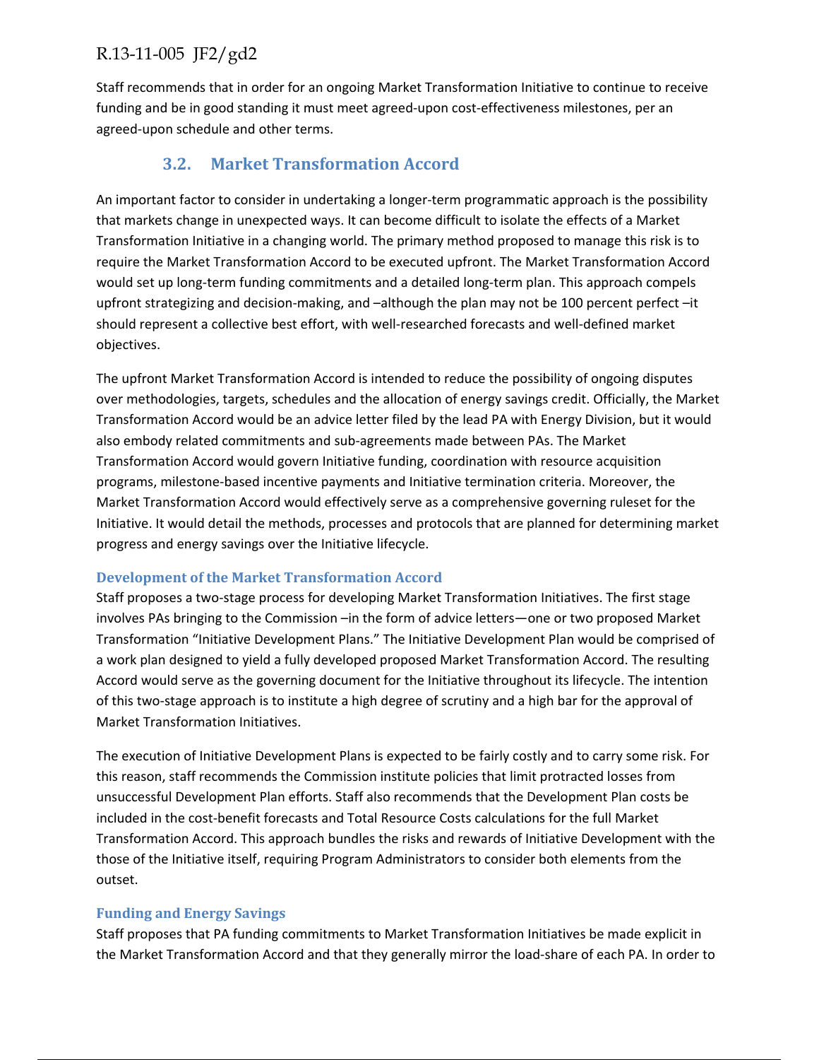Staff recommends that in order for an ongoing Market Transformation Initiative to continue to receive funding and be in good standing it must meet agreed-upon cost-effectiveness milestones, per an agreed-upon schedule and other terms.

## 3.2. Market Transformation Accord

An important factor to consider in undertaking a longer-term programmatic approach is the possibility that markets change in unexpected ways. It can become difficult to isolate the effects of a Market Transformation Initiative in a changing world. The primary method proposed to manage this risk is to require the Market Transformation Accord to be executed upfront. The Market Transformation Accord would set up long-term funding commitments and a detailed long-term plan. This approach compels upfront strategizing and decision-making, and –although the plan may not be 100 percent perfect –it should represent a collective best effort, with well-researched forecasts and well-defined market objectives.

The upfront Market Transformation Accord is intended to reduce the possibility of ongoing disputes over methodologies, targets, schedules and the allocation of energy savings credit. Officially, the Market Transformation Accord would be an advice letter filed by the lead PA with Energy Division, but it would also embody related commitments and sub-agreements made between PAs. The Market Transformation Accord would govern Initiative funding, coordination with resource acquisition programs, milestone-based incentive payments and Initiative termination criteria. Moreover, the Market Transformation Accord would effectively serve as a comprehensive governing ruleset for the Initiative. It would detail the methods, processes and protocols that are planned for determining market progress and energy savings over the Initiative lifecycle.

### Development of the Market Transformation Accord

Staff proposes a two-stage process for developing Market Transformation Initiatives. The first stage involves PAs bringing to the Commission –in the form of advice letters—one or two proposed Market Transformation "Initiative Development Plans." The Initiative Development Plan would be comprised of a work plan designed to yield a fully developed proposed Market Transformation Accord. The resulting Accord would serve as the governing document for the Initiative throughout its lifecycle. The intention of this two-stage approach is to institute a high degree of scrutiny and a high bar for the approval of Market Transformation Initiatives.

The execution of Initiative Development Plans is expected to be fairly costly and to carry some risk. For this reason, staff recommends the Commission institute policies that limit protracted losses from unsuccessful Development Plan efforts. Staff also recommends that the Development Plan costs be included in the cost-benefit forecasts and Total Resource Costs calculations for the full Market Transformation Accord. This approach bundles the risks and rewards of Initiative Development with the those of the Initiative itself, requiring Program Administrators to consider both elements from the outset.

### Funding and Energy Savings

Staff proposes that PA funding commitments to Market Transformation Initiatives be made explicit in the Market Transformation Accord and that they generally mirror the load-share of each PA. In order to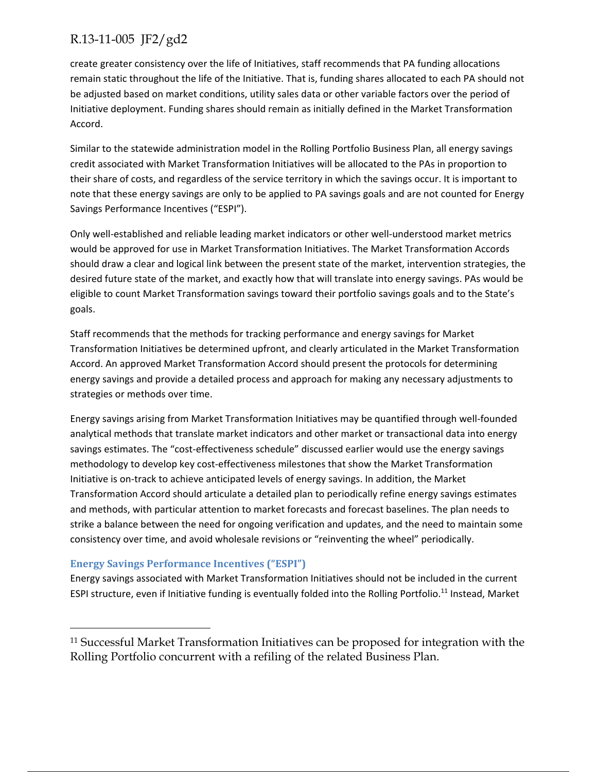create greater consistency over the life of Initiatives, staff recommends that PA funding allocations remain static throughout the life of the Initiative. That is, funding shares allocated to each PA should not be adjusted based on market conditions, utility sales data or other variable factors over the period of Initiative deployment. Funding shares should remain as initially defined in the Market Transformation Accord.

Similar to the statewide administration model in the Rolling Portfolio Business Plan, all energy savings credit associated with Market Transformation Initiatives will be allocated to the PAs in proportion to their share of costs, and regardless of the service territory in which the savings occur. It is important to note that these energy savings are only to be applied to PA savings goals and are not counted for Energy Savings Performance Incentives ("ESPI").

Only well-established and reliable leading market indicators or other well-understood market metrics would be approved for use in Market Transformation Initiatives. The Market Transformation Accords should draw a clear and logical link between the present state of the market, intervention strategies, the desired future state of the market, and exactly how that will translate into energy savings. PAs would be eligible to count Market Transformation savings toward their portfolio savings goals and to the State's goals.

Staff recommends that the methods for tracking performance and energy savings for Market Transformation Initiatives be determined upfront, and clearly articulated in the Market Transformation Accord. An approved Market Transformation Accord should present the protocols for determining energy savings and provide a detailed process and approach for making any necessary adjustments to strategies or methods over time.

Energy savings arising from Market Transformation Initiatives may be quantified through well-founded analytical methods that translate market indicators and other market or transactional data into energy savings estimates. The "cost-effectiveness schedule" discussed earlier would use the energy savings methodology to develop key cost-effectiveness milestones that show the Market Transformation Initiative is on-track to achieve anticipated levels of energy savings. In addition, the Market Transformation Accord should articulate a detailed plan to periodically refine energy savings estimates and methods, with particular attention to market forecasts and forecast baselines. The plan needs to strike a balance between the need for ongoing verification and updates, and the need to maintain some consistency over time, and avoid wholesale revisions or "reinventing the wheel" periodically.

### Energy Savings Performance Incentives ("ESPI")

Energy savings associated with Market Transformation Initiatives should not be included in the current ESPI structure, even if Initiative funding is eventually folded into the Rolling Portfolio.[11] Instead, Market

---

[11] Successful Market Transformation Initiatives can be proposed for integration with the Rolling Portfolio concurrent with a refiling of the related Business Plan.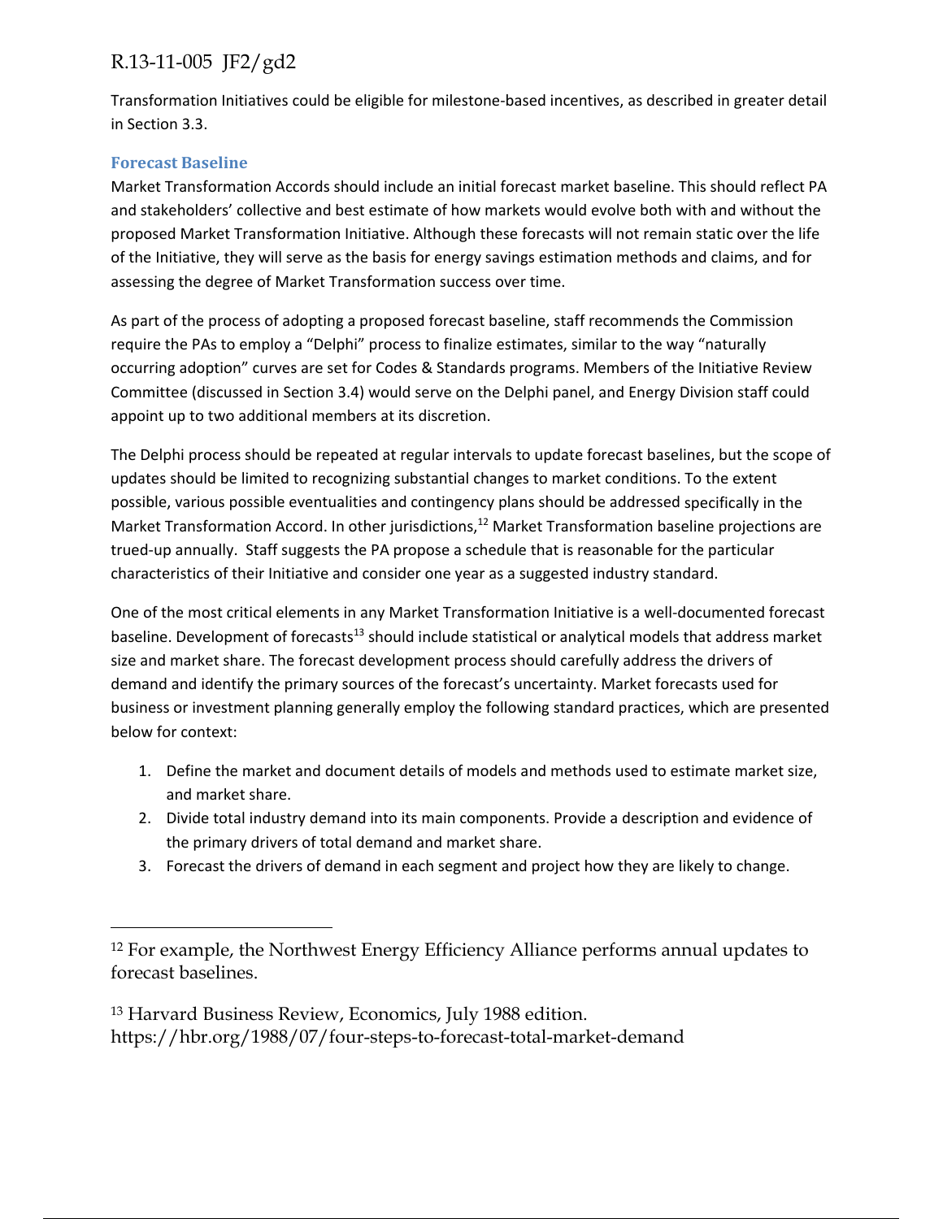Transformation Initiatives could be eligible for milestone-based incentives, as described in greater detail in Section 3.3.

### Forecast Baseline

Market Transformation Accords should include an initial forecast market baseline. This should reflect PA and stakeholders' collective and best estimate of how markets would evolve both with and without the proposed Market Transformation Initiative. Although these forecasts will not remain static over the life of the Initiative, they will serve as the basis for energy savings estimation methods and claims, and for assessing the degree of Market Transformation success over time.

As part of the process of adopting a proposed forecast baseline, staff recommends the Commission require the PAs to employ a "Delphi" process to finalize estimates, similar to the way "naturally occurring adoption" curves are set for Codes & Standards programs. Members of the Initiative Review Committee (discussed in Section 3.4) would serve on the Delphi panel, and Energy Division staff could appoint up to two additional members at its discretion.

The Delphi process should be repeated at regular intervals to update forecast baselines, but the scope of updates should be limited to recognizing substantial changes to market conditions. To the extent possible, various possible eventualities and contingency plans should be addressed specifically in the Market Transformation Accord. In other jurisdictions,[12] Market Transformation baseline projections are trued-up annually. Staff suggests the PA propose a schedule that is reasonable for the particular characteristics of their Initiative and consider one year as a suggested industry standard.

One of the most critical elements in any Market Transformation Initiative is a well-documented forecast baseline. Development of forecasts[13] should include statistical or analytical models that address market size and market share. The forecast development process should carefully address the drivers of demand and identify the primary sources of the forecast's uncertainty. Market forecasts used for business or investment planning generally employ the following standard practices, which are presented below for context:

1. Define the market and document details of models and methods used to estimate market size, and market share.
2. Divide total industry demand into its main components. Provide a description and evidence of the primary drivers of total demand and market share.
3. Forecast the drivers of demand in each segment and project how they are likely to change.

---

[12] For example, the Northwest Energy Efficiency Alliance performs annual updates to forecast baselines.

[13] Harvard Business Review, Economics, July 1988 edition. https://hbr.org/1988/07/four-steps-to-forecast-total-market-demand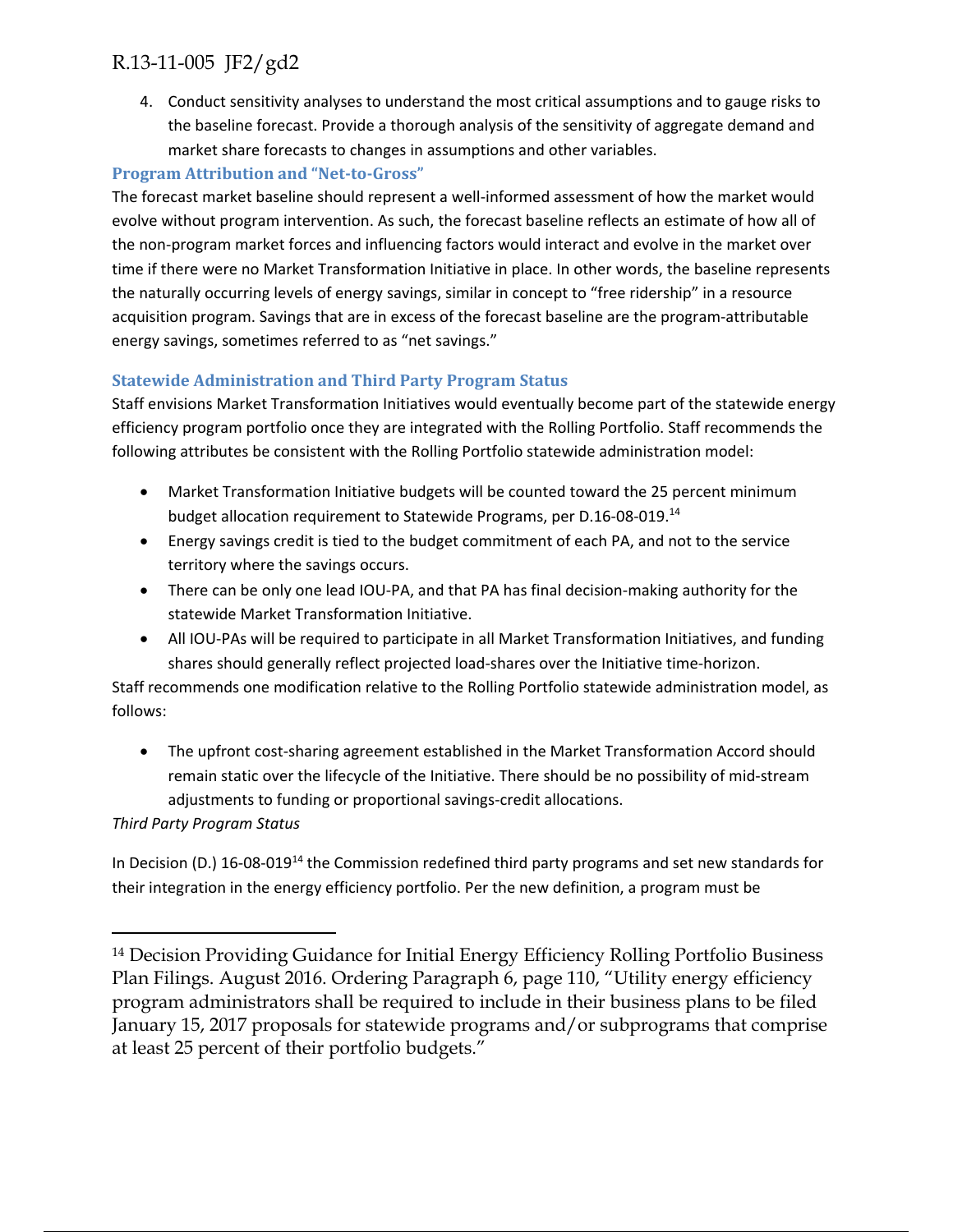4. Conduct sensitivity analyses to understand the most critical assumptions and to gauge risks to the baseline forecast. Provide a thorough analysis of the sensitivity of aggregate demand and market share forecasts to changes in assumptions and other variables.

### Program Attribution and "Net-to-Gross"

The forecast market baseline should represent a well-informed assessment of how the market would evolve without program intervention. As such, the forecast baseline reflects an estimate of how all of the non-program market forces and influencing factors would interact and evolve in the market over time if there were no Market Transformation Initiative in place. In other words, the baseline represents the naturally occurring levels of energy savings, similar in concept to "free ridership" in a resource acquisition program. Savings that are in excess of the forecast baseline are the program-attributable energy savings, sometimes referred to as "net savings."

### Statewide Administration and Third Party Program Status

Staff envisions Market Transformation Initiatives would eventually become part of the statewide energy efficiency program portfolio once they are integrated with the Rolling Portfolio. Staff recommends the following attributes be consistent with the Rolling Portfolio statewide administration model:

- Market Transformation Initiative budgets will be counted toward the 25 percent minimum budget allocation requirement to Statewide Programs, per D.16-08-019.[14]
- Energy savings credit is tied to the budget commitment of each PA, and not to the service territory where the savings occurs.
- There can be only one lead IOU-PA, and that PA has final decision-making authority for the statewide Market Transformation Initiative.
- All IOU-PAs will be required to participate in all Market Transformation Initiatives, and funding shares should generally reflect projected load-shares over the Initiative time-horizon.

Staff recommends one modification relative to the Rolling Portfolio statewide administration model, as follows:

- The upfront cost-sharing agreement established in the Market Transformation Accord should remain static over the lifecycle of the Initiative. There should be no possibility of mid-stream adjustments to funding or proportional savings-credit allocations.

*Third Party Program Status*

In Decision (D.) 16-08-019[14] the Commission redefined third party programs and set new standards for their integration in the energy efficiency portfolio. Per the new definition, a program must be

---

[14] Decision Providing Guidance for Initial Energy Efficiency Rolling Portfolio Business Plan Filings. August 2016. Ordering Paragraph 6, page 110, "Utility energy efficiency program administrators shall be required to include in their business plans to be filed January 15, 2017 proposals for statewide programs and/or subprograms that comprise at least 25 percent of their portfolio budgets."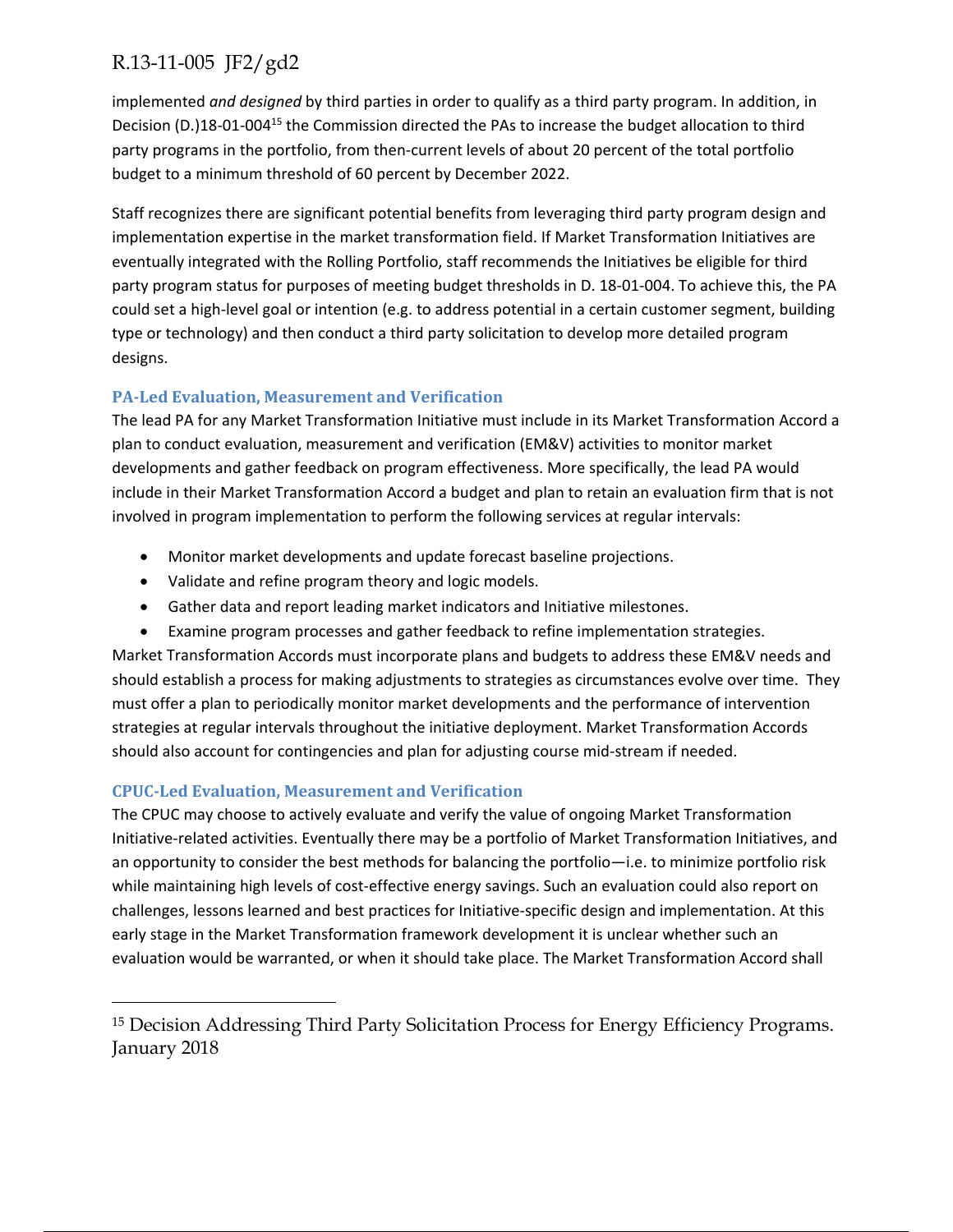implemented *and designed* by third parties in order to qualify as a third party program. In addition, in Decision (D.)18-01-004[15] the Commission directed the PAs to increase the budget allocation to third party programs in the portfolio, from then-current levels of about 20 percent of the total portfolio budget to a minimum threshold of 60 percent by December 2022.

Staff recognizes there are significant potential benefits from leveraging third party program design and implementation expertise in the market transformation field. If Market Transformation Initiatives are eventually integrated with the Rolling Portfolio, staff recommends the Initiatives be eligible for third party program status for purposes of meeting budget thresholds in D. 18-01-004. To achieve this, the PA could set a high-level goal or intention (e.g. to address potential in a certain customer segment, building type or technology) and then conduct a third party solicitation to develop more detailed program designs.

### PA-Led Evaluation, Measurement and Verification

The lead PA for any Market Transformation Initiative must include in its Market Transformation Accord a plan to conduct evaluation, measurement and verification (EM&V) activities to monitor market developments and gather feedback on program effectiveness. More specifically, the lead PA would include in their Market Transformation Accord a budget and plan to retain an evaluation firm that is not involved in program implementation to perform the following services at regular intervals:

- Monitor market developments and update forecast baseline projections.
- Validate and refine program theory and logic models.
- Gather data and report leading market indicators and Initiative milestones.
- Examine program processes and gather feedback to refine implementation strategies.

Market Transformation Accords must incorporate plans and budgets to address these EM&V needs and should establish a process for making adjustments to strategies as circumstances evolve over time. They must offer a plan to periodically monitor market developments and the performance of intervention strategies at regular intervals throughout the initiative deployment. Market Transformation Accords should also account for contingencies and plan for adjusting course mid-stream if needed.

### CPUC-Led Evaluation, Measurement and Verification

The CPUC may choose to actively evaluate and verify the value of ongoing Market Transformation Initiative-related activities. Eventually there may be a portfolio of Market Transformation Initiatives, and an opportunity to consider the best methods for balancing the portfolio—i.e. to minimize portfolio risk while maintaining high levels of cost-effective energy savings. Such an evaluation could also report on challenges, lessons learned and best practices for Initiative-specific design and implementation. At this early stage in the Market Transformation framework development it is unclear whether such an evaluation would be warranted, or when it should take place. The Market Transformation Accord shall

[15] Decision Addressing Third Party Solicitation Process for Energy Efficiency Programs. January 2018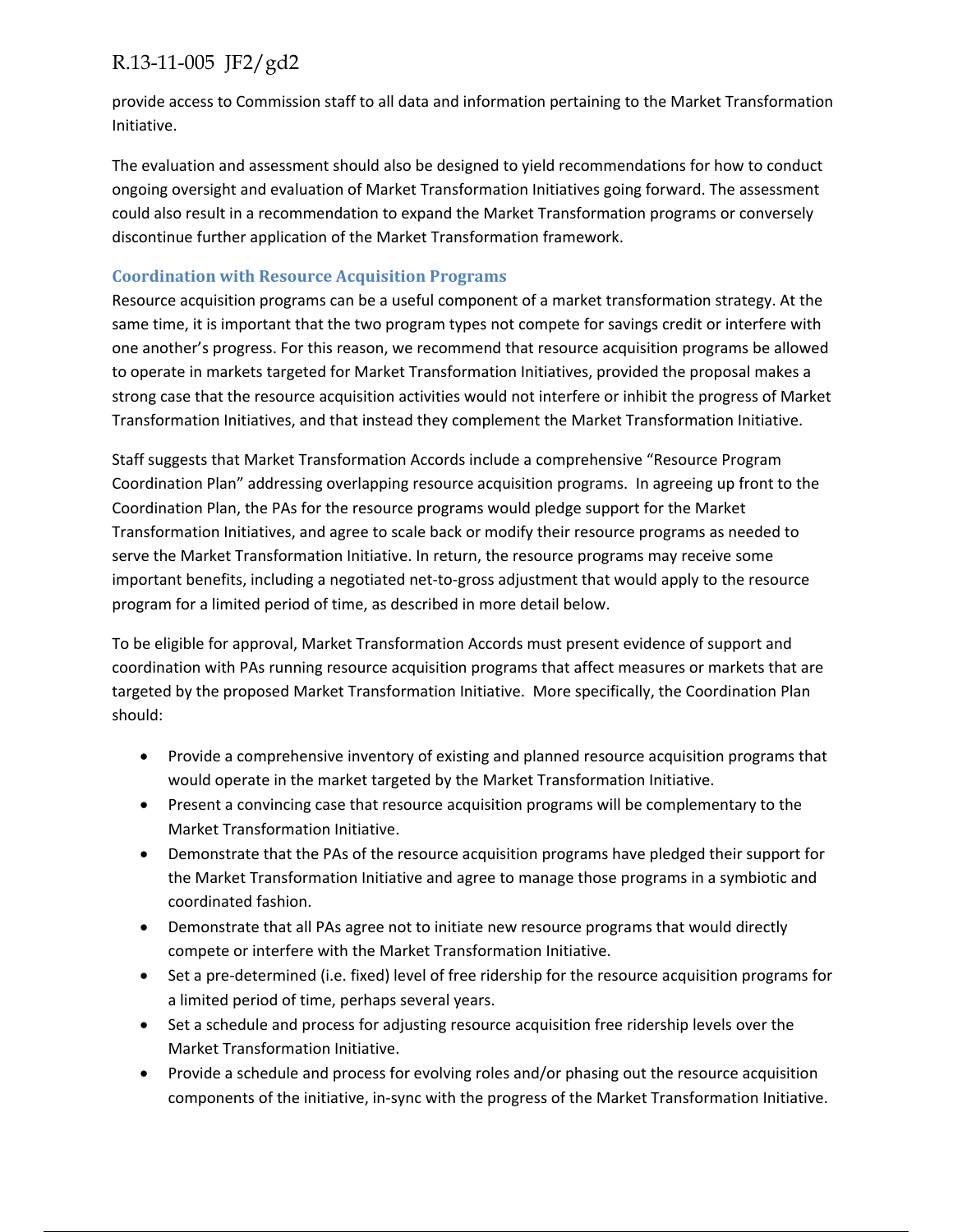provide access to Commission staff to all data and information pertaining to the Market Transformation Initiative.

The evaluation and assessment should also be designed to yield recommendations for how to conduct ongoing oversight and evaluation of Market Transformation Initiatives going forward. The assessment could also result in a recommendation to expand the Market Transformation programs or conversely discontinue further application of the Market Transformation framework.

### Coordination with Resource Acquisition Programs

Resource acquisition programs can be a useful component of a market transformation strategy. At the same time, it is important that the two program types not compete for savings credit or interfere with one another's progress. For this reason, we recommend that resource acquisition programs be allowed to operate in markets targeted for Market Transformation Initiatives, provided the proposal makes a strong case that the resource acquisition activities would not interfere or inhibit the progress of Market Transformation Initiatives, and that instead they complement the Market Transformation Initiative.

Staff suggests that Market Transformation Accords include a comprehensive "Resource Program Coordination Plan" addressing overlapping resource acquisition programs. In agreeing up front to the Coordination Plan, the PAs for the resource programs would pledge support for the Market Transformation Initiatives, and agree to scale back or modify their resource programs as needed to serve the Market Transformation Initiative. In return, the resource programs may receive some important benefits, including a negotiated net-to-gross adjustment that would apply to the resource program for a limited period of time, as described in more detail below.

To be eligible for approval, Market Transformation Accords must present evidence of support and coordination with PAs running resource acquisition programs that affect measures or markets that are targeted by the proposed Market Transformation Initiative. More specifically, the Coordination Plan should:

- Provide a comprehensive inventory of existing and planned resource acquisition programs that would operate in the market targeted by the Market Transformation Initiative.
- Present a convincing case that resource acquisition programs will be complementary to the Market Transformation Initiative.
- Demonstrate that the PAs of the resource acquisition programs have pledged their support for the Market Transformation Initiative and agree to manage those programs in a symbiotic and coordinated fashion.
- Demonstrate that all PAs agree not to initiate new resource programs that would directly compete or interfere with the Market Transformation Initiative.
- Set a pre-determined (i.e. fixed) level of free ridership for the resource acquisition programs for a limited period of time, perhaps several years.
- Set a schedule and process for adjusting resource acquisition free ridership levels over the Market Transformation Initiative.
- Provide a schedule and process for evolving roles and/or phasing out the resource acquisition components of the initiative, in-sync with the progress of the Market Transformation Initiative.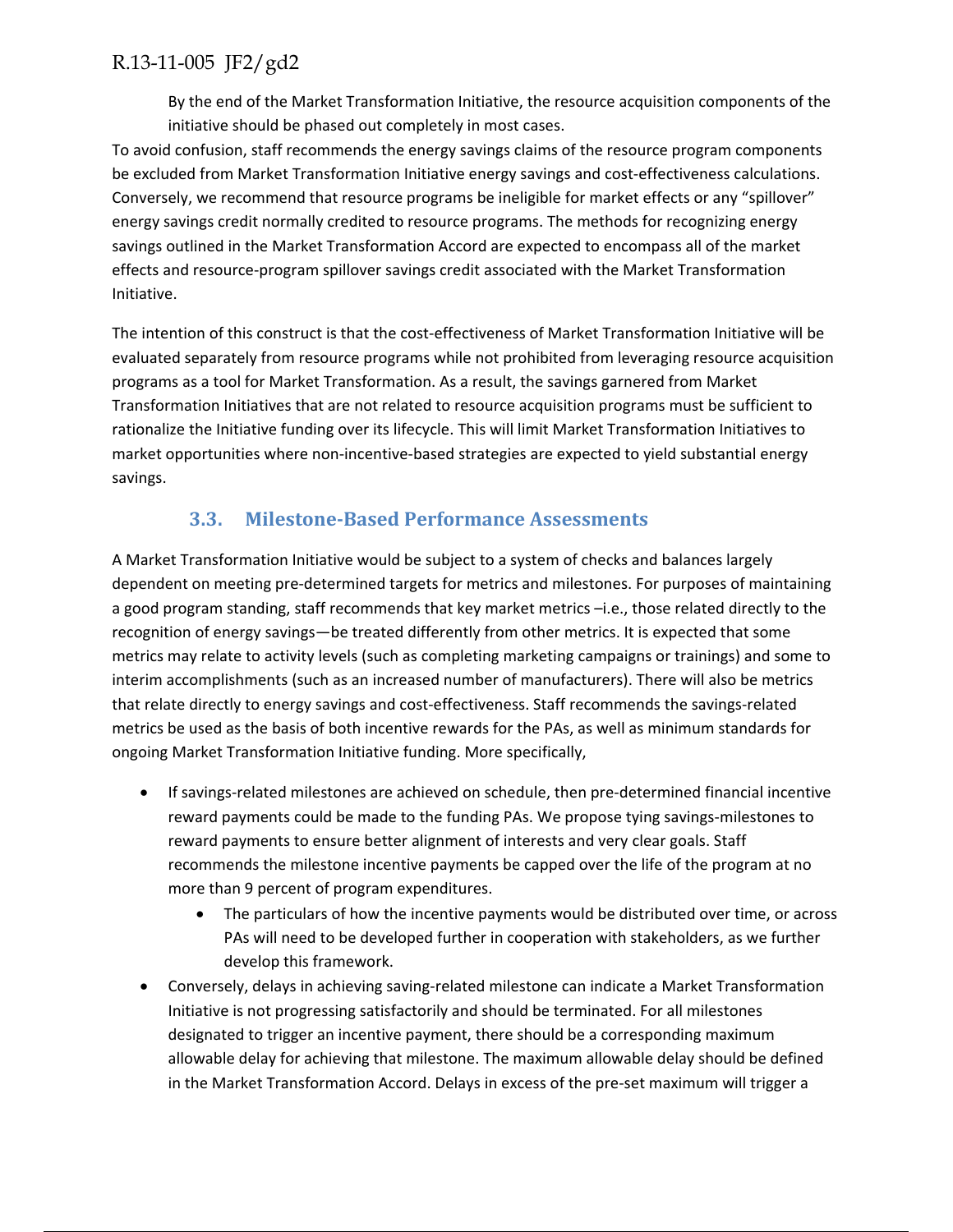By the end of the Market Transformation Initiative, the resource acquisition components of the initiative should be phased out completely in most cases.

To avoid confusion, staff recommends the energy savings claims of the resource program components be excluded from Market Transformation Initiative energy savings and cost-effectiveness calculations. Conversely, we recommend that resource programs be ineligible for market effects or any "spillover" energy savings credit normally credited to resource programs. The methods for recognizing energy savings outlined in the Market Transformation Accord are expected to encompass all of the market effects and resource-program spillover savings credit associated with the Market Transformation Initiative.

The intention of this construct is that the cost-effectiveness of Market Transformation Initiative will be evaluated separately from resource programs while not prohibited from leveraging resource acquisition programs as a tool for Market Transformation. As a result, the savings garnered from Market Transformation Initiatives that are not related to resource acquisition programs must be sufficient to rationalize the Initiative funding over its lifecycle. This will limit Market Transformation Initiatives to market opportunities where non-incentive-based strategies are expected to yield substantial energy savings.

### 3.3. Milestone-Based Performance Assessments

A Market Transformation Initiative would be subject to a system of checks and balances largely dependent on meeting pre-determined targets for metrics and milestones. For purposes of maintaining a good program standing, staff recommends that key market metrics –i.e., those related directly to the recognition of energy savings—be treated differently from other metrics. It is expected that some metrics may relate to activity levels (such as completing marketing campaigns or trainings) and some to interim accomplishments (such as an increased number of manufacturers). There will also be metrics that relate directly to energy savings and cost-effectiveness. Staff recommends the savings-related metrics be used as the basis of both incentive rewards for the PAs, as well as minimum standards for ongoing Market Transformation Initiative funding. More specifically,

- If savings-related milestones are achieved on schedule, then pre-determined financial incentive reward payments could be made to the funding PAs. We propose tying savings-milestones to reward payments to ensure better alignment of interests and very clear goals. Staff recommends the milestone incentive payments be capped over the life of the program at no more than 9 percent of program expenditures.
    - The particulars of how the incentive payments would be distributed over time, or across PAs will need to be developed further in cooperation with stakeholders, as we further develop this framework.
- Conversely, delays in achieving saving-related milestone can indicate a Market Transformation Initiative is not progressing satisfactorily and should be terminated. For all milestones designated to trigger an incentive payment, there should be a corresponding maximum allowable delay for achieving that milestone. The maximum allowable delay should be defined in the Market Transformation Accord. Delays in excess of the pre-set maximum will trigger a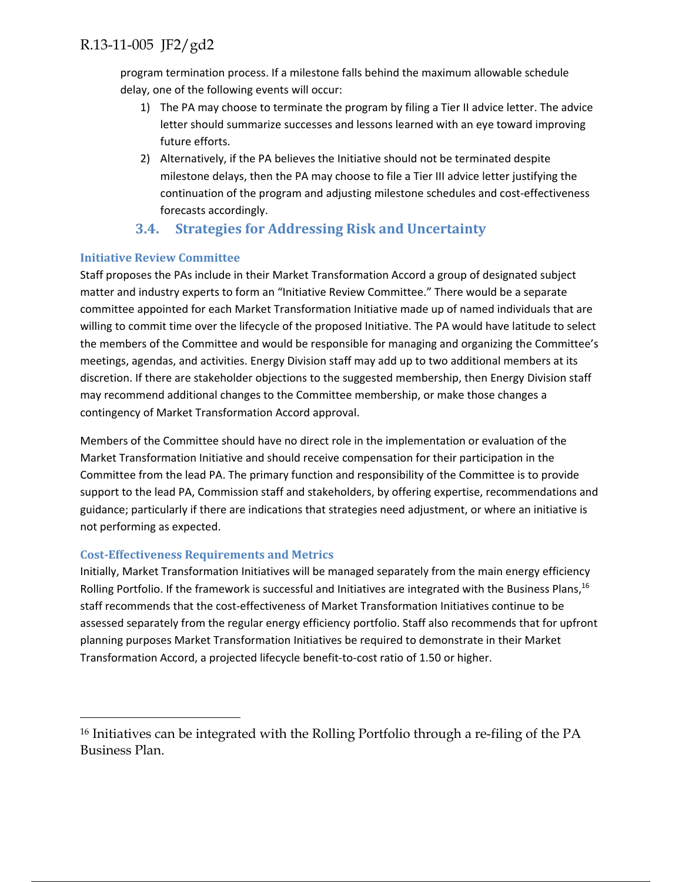program termination process. If a milestone falls behind the maximum allowable schedule delay, one of the following events will occur:

1) The PA may choose to terminate the program by filing a Tier II advice letter. The advice letter should summarize successes and lessons learned with an eye toward improving future efforts.
2) Alternatively, if the PA believes the Initiative should not be terminated despite milestone delays, then the PA may choose to file a Tier III advice letter justifying the continuation of the program and adjusting milestone schedules and cost-effectiveness forecasts accordingly.

## 3.4. Strategies for Addressing Risk and Uncertainty

### Initiative Review Committee

Staff proposes the PAs include in their Market Transformation Accord a group of designated subject matter and industry experts to form an "Initiative Review Committee." There would be a separate committee appointed for each Market Transformation Initiative made up of named individuals that are willing to commit time over the lifecycle of the proposed Initiative. The PA would have latitude to select the members of the Committee and would be responsible for managing and organizing the Committee's meetings, agendas, and activities. Energy Division staff may add up to two additional members at its discretion. If there are stakeholder objections to the suggested membership, then Energy Division staff may recommend additional changes to the Committee membership, or make those changes a contingency of Market Transformation Accord approval.

Members of the Committee should have no direct role in the implementation or evaluation of the Market Transformation Initiative and should receive compensation for their participation in the Committee from the lead PA. The primary function and responsibility of the Committee is to provide support to the lead PA, Commission staff and stakeholders, by offering expertise, recommendations and guidance; particularly if there are indications that strategies need adjustment, or where an initiative is not performing as expected.

### Cost-Effectiveness Requirements and Metrics

Initially, Market Transformation Initiatives will be managed separately from the main energy efficiency Rolling Portfolio. If the framework is successful and Initiatives are integrated with the Business Plans,[16] staff recommends that the cost-effectiveness of Market Transformation Initiatives continue to be assessed separately from the regular energy efficiency portfolio. Staff also recommends that for upfront planning purposes Market Transformation Initiatives be required to demonstrate in their Market Transformation Accord, a projected lifecycle benefit-to-cost ratio of 1.50 or higher.

[16] Initiatives can be integrated with the Rolling Portfolio through a re-filing of the PA Business Plan.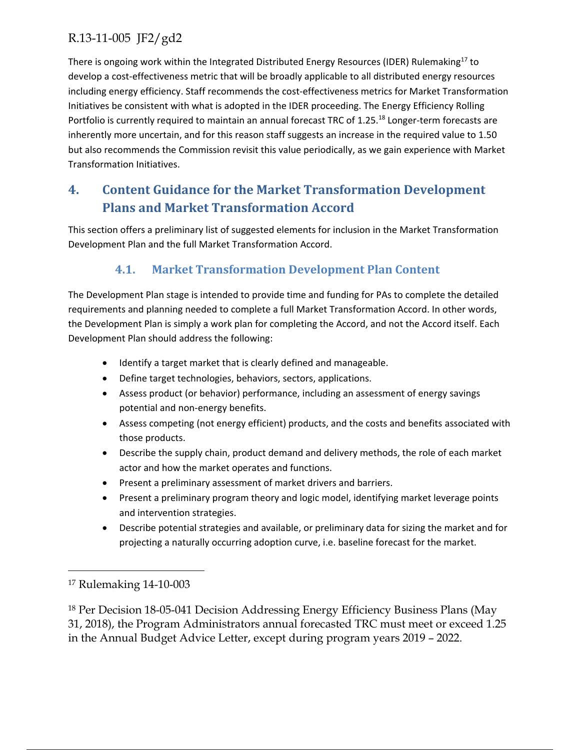There is ongoing work within the Integrated Distributed Energy Resources (IDER) Rulemaking[17] to develop a cost-effectiveness metric that will be broadly applicable to all distributed energy resources including energy efficiency. Staff recommends the cost-effectiveness metrics for Market Transformation Initiatives be consistent with what is adopted in the IDER proceeding. The Energy Efficiency Rolling Portfolio is currently required to maintain an annual forecast TRC of 1.25.[18] Longer-term forecasts are inherently more uncertain, and for this reason staff suggests an increase in the required value to 1.50 but also recommends the Commission revisit this value periodically, as we gain experience with Market Transformation Initiatives.

## 4. Content Guidance for the Market Transformation Development Plans and Market Transformation Accord

This section offers a preliminary list of suggested elements for inclusion in the Market Transformation Development Plan and the full Market Transformation Accord.

### 4.1. Market Transformation Development Plan Content

The Development Plan stage is intended to provide time and funding for PAs to complete the detailed requirements and planning needed to complete a full Market Transformation Accord. In other words, the Development Plan is simply a work plan for completing the Accord, and not the Accord itself. Each Development Plan should address the following:

- Identify a target market that is clearly defined and manageable.
- Define target technologies, behaviors, sectors, applications.
- Assess product (or behavior) performance, including an assessment of energy savings potential and non-energy benefits.
- Assess competing (not energy efficient) products, and the costs and benefits associated with those products.
- Describe the supply chain, product demand and delivery methods, the role of each market actor and how the market operates and functions.
- Present a preliminary assessment of market drivers and barriers.
- Present a preliminary program theory and logic model, identifying market leverage points and intervention strategies.
- Describe potential strategies and available, or preliminary data for sizing the market and for projecting a naturally occurring adoption curve, i.e. baseline forecast for the market.

---

[17] Rulemaking 14-10-003

[18] Per Decision 18-05-041 Decision Addressing Energy Efficiency Business Plans (May 31, 2018), the Program Administrators annual forecasted TRC must meet or exceed 1.25 in the Annual Budget Advice Letter, except during program years 2019 – 2022.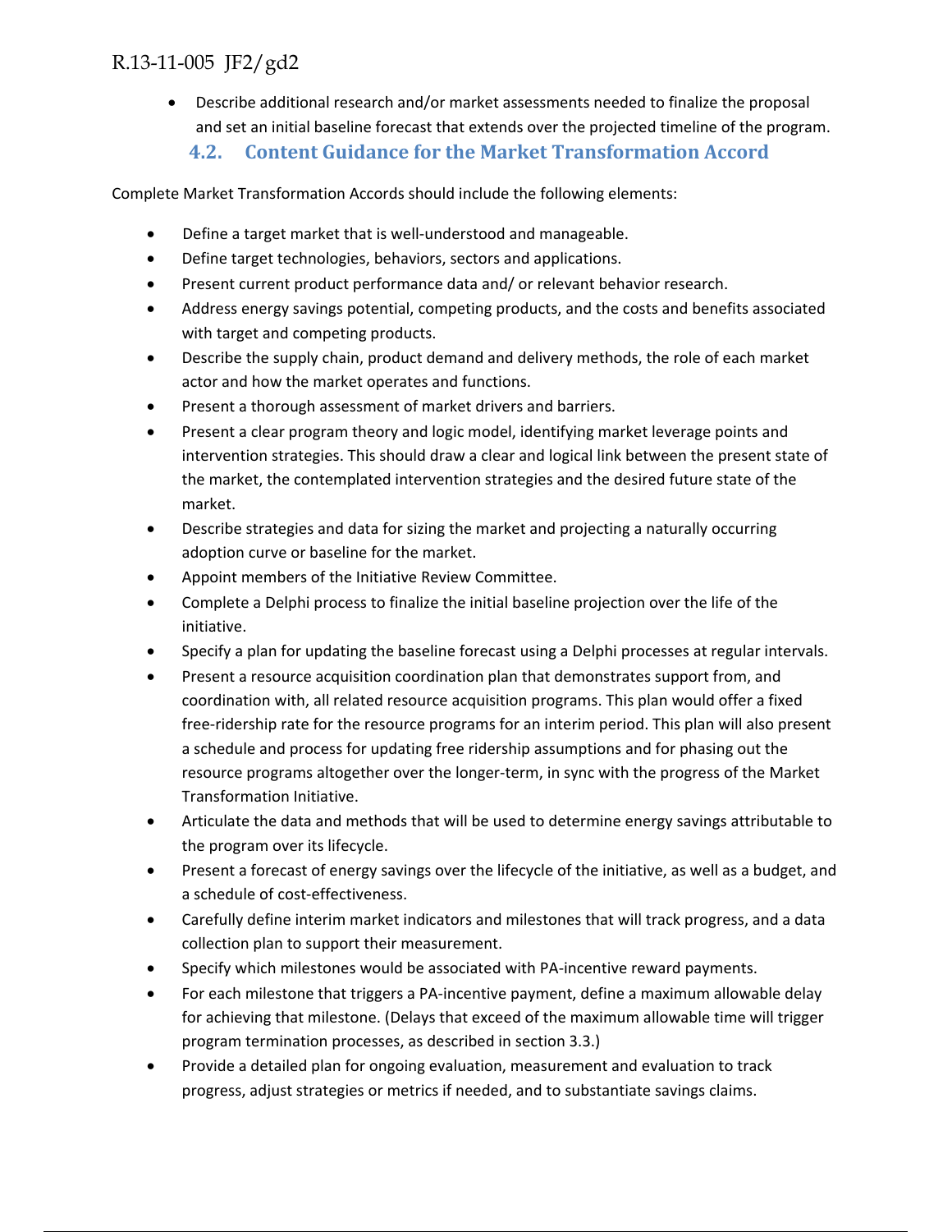- Describe additional research and/or market assessments needed to finalize the proposal and set an initial baseline forecast that extends over the projected timeline of the program.

### 4.2. Content Guidance for the Market Transformation Accord

Complete Market Transformation Accords should include the following elements:

- Define a target market that is well-understood and manageable.
- Define target technologies, behaviors, sectors and applications.
- Present current product performance data and/ or relevant behavior research.
- Address energy savings potential, competing products, and the costs and benefits associated with target and competing products.
- Describe the supply chain, product demand and delivery methods, the role of each market actor and how the market operates and functions.
- Present a thorough assessment of market drivers and barriers.
- Present a clear program theory and logic model, identifying market leverage points and intervention strategies. This should draw a clear and logical link between the present state of the market, the contemplated intervention strategies and the desired future state of the market.
- Describe strategies and data for sizing the market and projecting a naturally occurring adoption curve or baseline for the market.
- Appoint members of the Initiative Review Committee.
- Complete a Delphi process to finalize the initial baseline projection over the life of the initiative.
- Specify a plan for updating the baseline forecast using a Delphi processes at regular intervals.
- Present a resource acquisition coordination plan that demonstrates support from, and coordination with, all related resource acquisition programs. This plan would offer a fixed free-ridership rate for the resource programs for an interim period. This plan will also present a schedule and process for updating free ridership assumptions and for phasing out the resource programs altogether over the longer-term, in sync with the progress of the Market Transformation Initiative.
- Articulate the data and methods that will be used to determine energy savings attributable to the program over its lifecycle.
- Present a forecast of energy savings over the lifecycle of the initiative, as well as a budget, and a schedule of cost-effectiveness.
- Carefully define interim market indicators and milestones that will track progress, and a data collection plan to support their measurement.
- Specify which milestones would be associated with PA-incentive reward payments.
- For each milestone that triggers a PA-incentive payment, define a maximum allowable delay for achieving that milestone. (Delays that exceed of the maximum allowable time will trigger program termination processes, as described in section 3.3.)
- Provide a detailed plan for ongoing evaluation, measurement and evaluation to track progress, adjust strategies or metrics if needed, and to substantiate savings claims.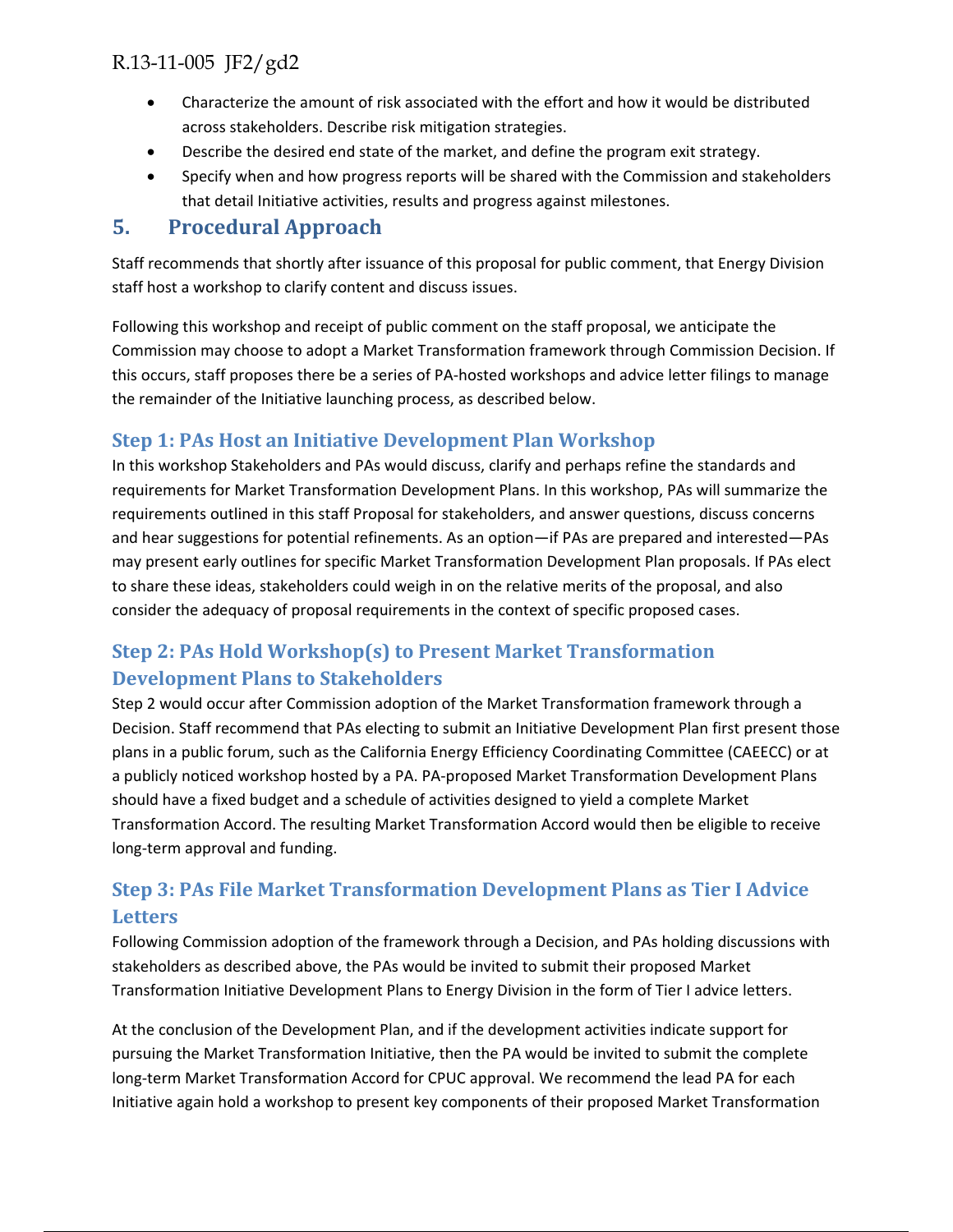- Characterize the amount of risk associated with the effort and how it would be distributed across stakeholders. Describe risk mitigation strategies.
- Describe the desired end state of the market, and define the program exit strategy.
- Specify when and how progress reports will be shared with the Commission and stakeholders that detail Initiative activities, results and progress against milestones.

## 5. Procedural Approach

Staff recommends that shortly after issuance of this proposal for public comment, that Energy Division staff host a workshop to clarify content and discuss issues.

Following this workshop and receipt of public comment on the staff proposal, we anticipate the Commission may choose to adopt a Market Transformation framework through Commission Decision. If this occurs, staff proposes there be a series of PA-hosted workshops and advice letter filings to manage the remainder of the Initiative launching process, as described below.

### Step 1: PAs Host an Initiative Development Plan Workshop

In this workshop Stakeholders and PAs would discuss, clarify and perhaps refine the standards and requirements for Market Transformation Development Plans. In this workshop, PAs will summarize the requirements outlined in this staff Proposal for stakeholders, and answer questions, discuss concerns and hear suggestions for potential refinements. As an option—if PAs are prepared and interested—PAs may present early outlines for specific Market Transformation Development Plan proposals. If PAs elect to share these ideas, stakeholders could weigh in on the relative merits of the proposal, and also consider the adequacy of proposal requirements in the context of specific proposed cases.

### Step 2: PAs Hold Workshop(s) to Present Market Transformation Development Plans to Stakeholders

Step 2 would occur after Commission adoption of the Market Transformation framework through a Decision. Staff recommend that PAs electing to submit an Initiative Development Plan first present those plans in a public forum, such as the California Energy Efficiency Coordinating Committee (CAEECC) or at a publicly noticed workshop hosted by a PA. PA-proposed Market Transformation Development Plans should have a fixed budget and a schedule of activities designed to yield a complete Market Transformation Accord. The resulting Market Transformation Accord would then be eligible to receive long-term approval and funding.

### Step 3: PAs File Market Transformation Development Plans as Tier I Advice Letters

Following Commission adoption of the framework through a Decision, and PAs holding discussions with stakeholders as described above, the PAs would be invited to submit their proposed Market Transformation Initiative Development Plans to Energy Division in the form of Tier I advice letters.

At the conclusion of the Development Plan, and if the development activities indicate support for pursuing the Market Transformation Initiative, then the PA would be invited to submit the complete long-term Market Transformation Accord for CPUC approval. We recommend the lead PA for each Initiative again hold a workshop to present key components of their proposed Market Transformation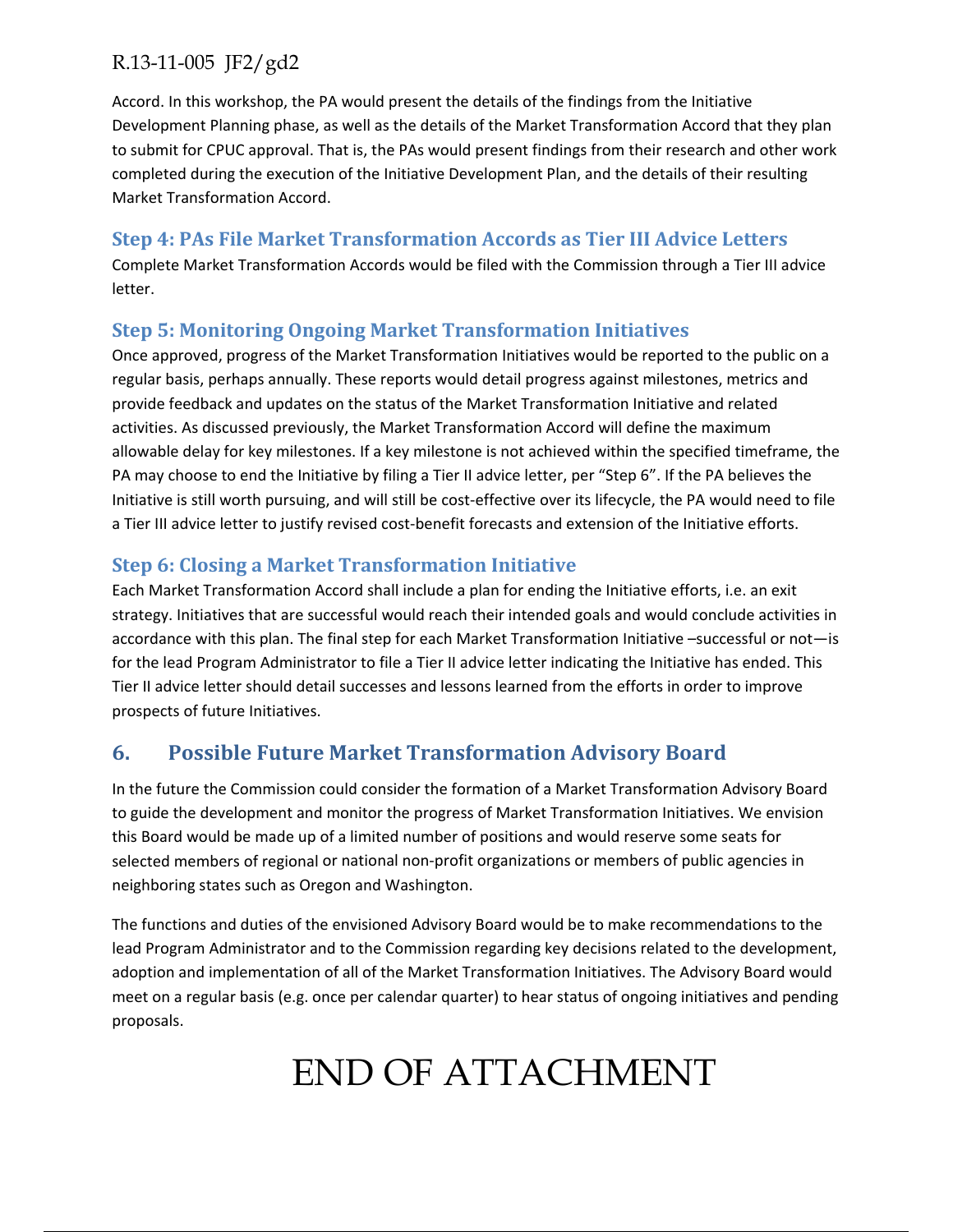Accord. In this workshop, the PA would present the details of the findings from the Initiative Development Planning phase, as well as the details of the Market Transformation Accord that they plan to submit for CPUC approval. That is, the PAs would present findings from their research and other work completed during the execution of the Initiative Development Plan, and the details of their resulting Market Transformation Accord.

### Step 4: PAs File Market Transformation Accords as Tier III Advice Letters

Complete Market Transformation Accords would be filed with the Commission through a Tier III advice letter.

### Step 5: Monitoring Ongoing Market Transformation Initiatives

Once approved, progress of the Market Transformation Initiatives would be reported to the public on a regular basis, perhaps annually. These reports would detail progress against milestones, metrics and provide feedback and updates on the status of the Market Transformation Initiative and related activities. As discussed previously, the Market Transformation Accord will define the maximum allowable delay for key milestones. If a key milestone is not achieved within the specified timeframe, the PA may choose to end the Initiative by filing a Tier II advice letter, per "Step 6". If the PA believes the Initiative is still worth pursuing, and will still be cost-effective over its lifecycle, the PA would need to file a Tier III advice letter to justify revised cost-benefit forecasts and extension of the Initiative efforts.

### Step 6: Closing a Market Transformation Initiative

Each Market Transformation Accord shall include a plan for ending the Initiative efforts, i.e. an exit strategy. Initiatives that are successful would reach their intended goals and would conclude activities in accordance with this plan. The final step for each Market Transformation Initiative –successful or not—is for the lead Program Administrator to file a Tier II advice letter indicating the Initiative has ended. This Tier II advice letter should detail successes and lessons learned from the efforts in order to improve prospects of future Initiatives.

## 6. Possible Future Market Transformation Advisory Board

In the future the Commission could consider the formation of a Market Transformation Advisory Board to guide the development and monitor the progress of Market Transformation Initiatives. We envision this Board would be made up of a limited number of positions and would reserve some seats for selected members of regional or national non-profit organizations or members of public agencies in neighboring states such as Oregon and Washington.

The functions and duties of the envisioned Advisory Board would be to make recommendations to the lead Program Administrator and to the Commission regarding key decisions related to the development, adoption and implementation of all of the Market Transformation Initiatives. The Advisory Board would meet on a regular basis (e.g. once per calendar quarter) to hear status of ongoing initiatives and pending proposals.

# END OF ATTACHMENT